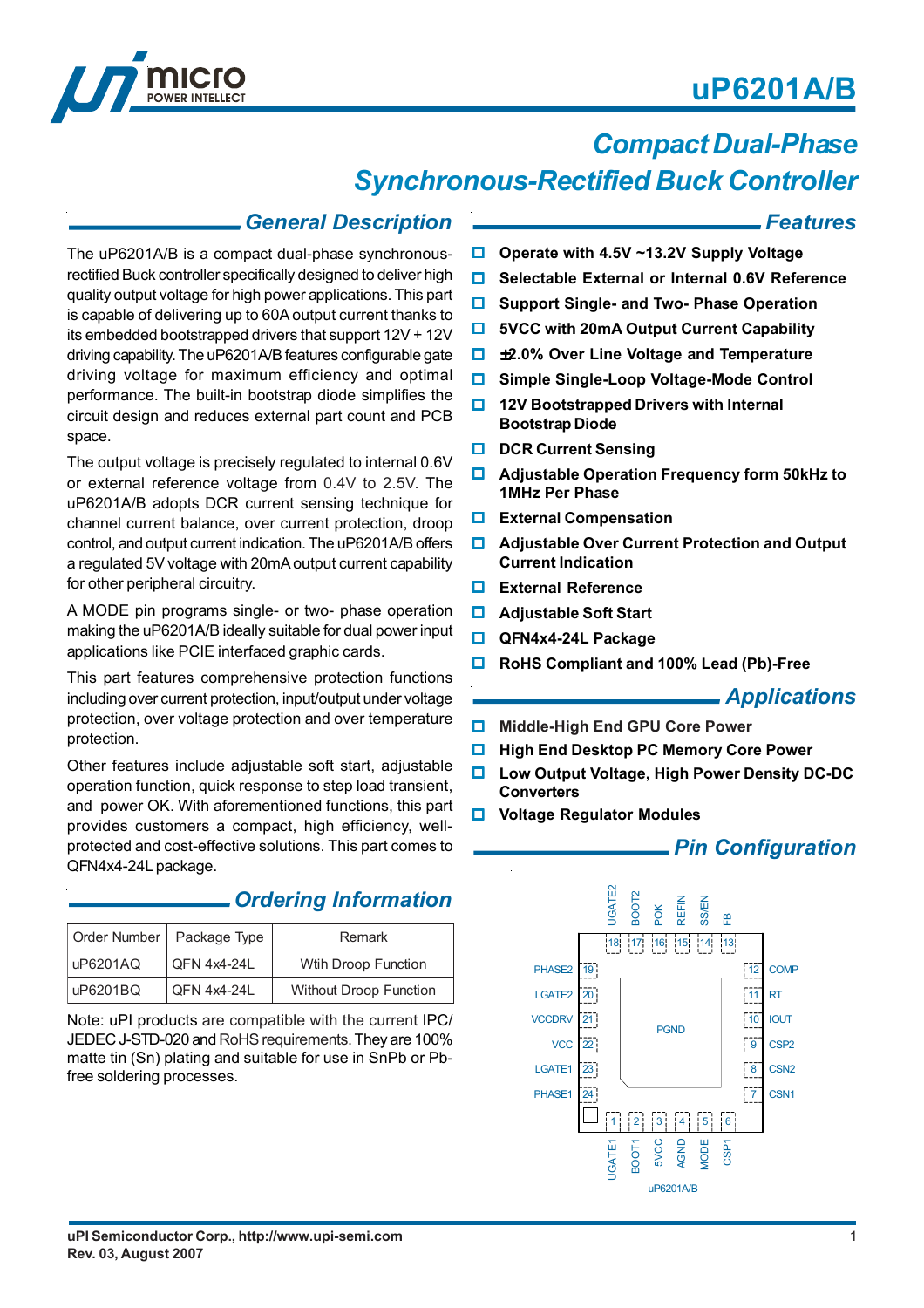# uP6201A/B

## Compact Dual-Phase Synchronous-Rectified Buck Controller

## General Description

The uP6201A/B is a compact dual-phase synchronous-rectified Buck controller specifically designed to deliver high quality output voltage for high power applications. This part is capable of delivering up to 60A output current thanks to its embedded bootstrapped drivers that support 12V + 12V driving capability. The uP6201A/B features configurable gate driving voltage for maximum efficiency and optimal performance. The built-in bootstrap diode simplifies the circuit design and reduces external part count and PCB space.

The output voltage is precisely regulated to internal 0.6V or external reference voltage from 0.4V to 2.5V. The uP6201A/B adopts DCR current sensing technique for channel current balance, over current protection, droop control, and output current indication. The uP6201A/B offers a regulated 5V voltage with 20mA output current capability for other peripheral circuitry.

A MODE pin programs single- or two- phase operation making the uP6201A/B ideally suitable for dual power input applications like PCIE interfaced graphic cards.

This part features comprehensive protection functions including over current protection, input/output under voltage protection, over voltage protection and over temperature protection.

Other features include adjustable soft start, adjustable operation function, quick response to step load transient, and power OK. With aforementioned functions, this part provides customers a compact, high efficiency, well-protected and cost-effective solutions. This part comes to QFN4x4-24L package.

## Ordering Information

| Order Number | Package Type | Remark |
|---|---|---|
| uP6201AQ | QFN 4x4-24L | Wtih Droop Function |
| uP6201BQ | QFN 4x4-24L | Without Droop Function |

Note: uPI products are compatible with the current IPC/ JEDEC J-STD-020 and RoHS requirements. They are 100% matte tin (Sn) plating and suitable for use in SnPb or Pb-free soldering processes.

## Features

- **Operate with 4.5V ~13.2V Supply Voltage**
- **Selectable External or Internal 0.6V Reference**
- **Support Single- and Two- Phase Operation**
- **5VCC with 20mA Output Current Capability**
- **±2.0% Over Line Voltage and Temperature**
- **Simple Single-Loop Voltage-Mode Control**
- **12V Bootstrapped Drivers with Internal Bootstrap Diode**
- **DCR Current Sensing**
- **Adjustable Operation Frequency form 50kHz to 1MHz Per Phase**
- **External Compensation**
- **Adjustable Over Current Protection and Output Current Indication**
- **External Reference**
- **Adjustable Soft Start**
- **QFN4x4-24L Package**
- **RoHS Compliant and 100% Lead (Pb)-Free**

## Applications

- **Middle-High End GPU Core Power**
- **High End Desktop PC Memory Core Power**
- **Low Output Voltage, High Power Density DC-DC Converters**
- **Voltage Regulator Modules**

## Pin Configuration

| Pin | Name | Pin | Name |
|---|---|---|---|
| 1 | UGATE1 | 13 | FB |
| 2 | BOOT1 | 14 | SS/EN |
| 3 | 5VCC | 15 | REFIN |
| 4 | AGND | 16 | POK |
| 5 | MODE | 17 | BOOT2 |
| 6 | CSP1 | 18 | UGATE2 |
| 7 | CSN1 | 19 | PHASE2 |
| 8 | CSN2 | 20 | LGATE2 |
| 9 | CSP2 | 21 | VCCDRV |
| 10 | IOUT | 22 | VCC |
| 11 | RT | 23 | LGATE1 |
| 12 | COMP | 24 | PHASE1 |

Exposed pad: PGND

uP6201A/B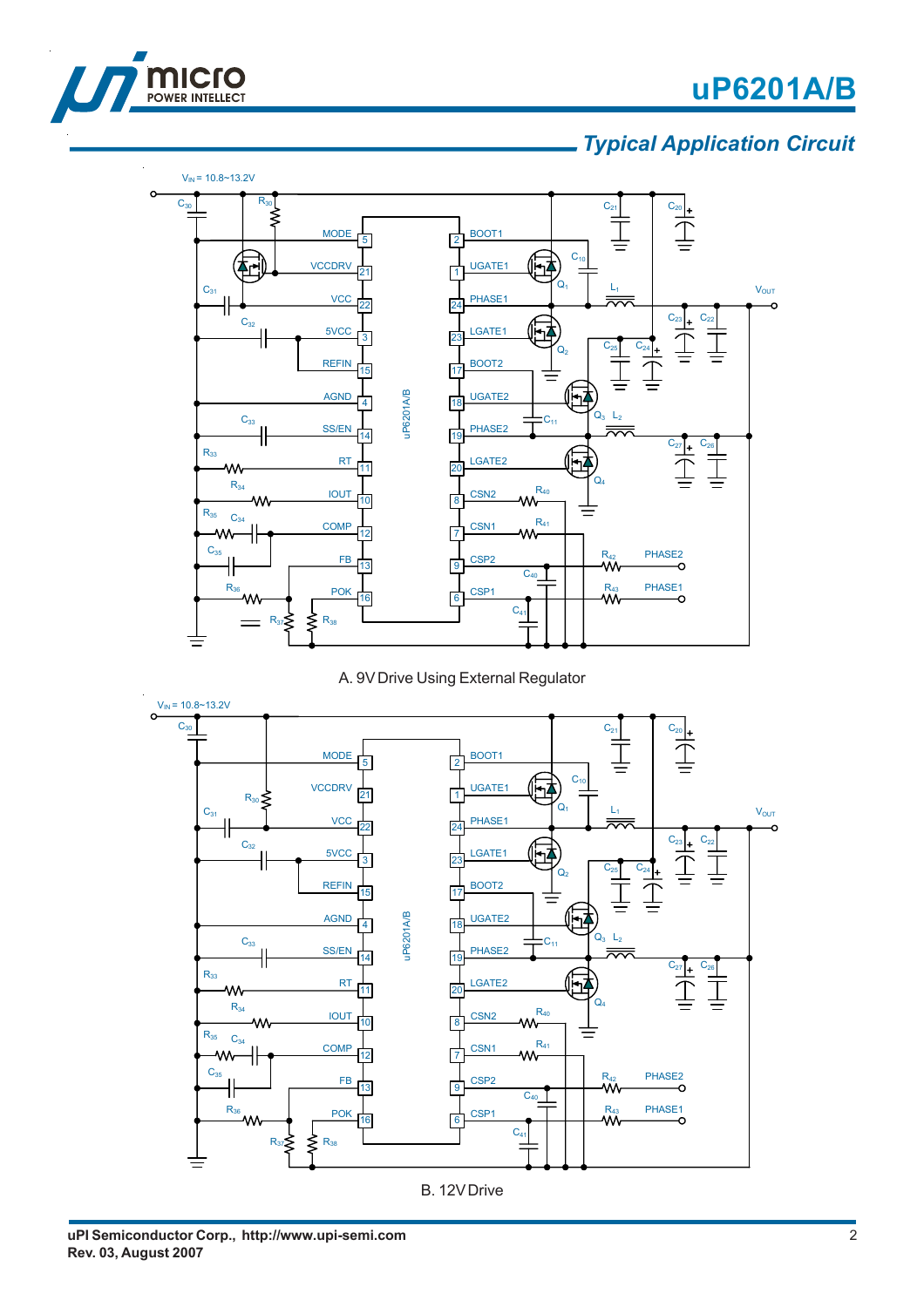## Typical Application Circuit

A. 9V Drive Using External Regulator

B. 12V Drive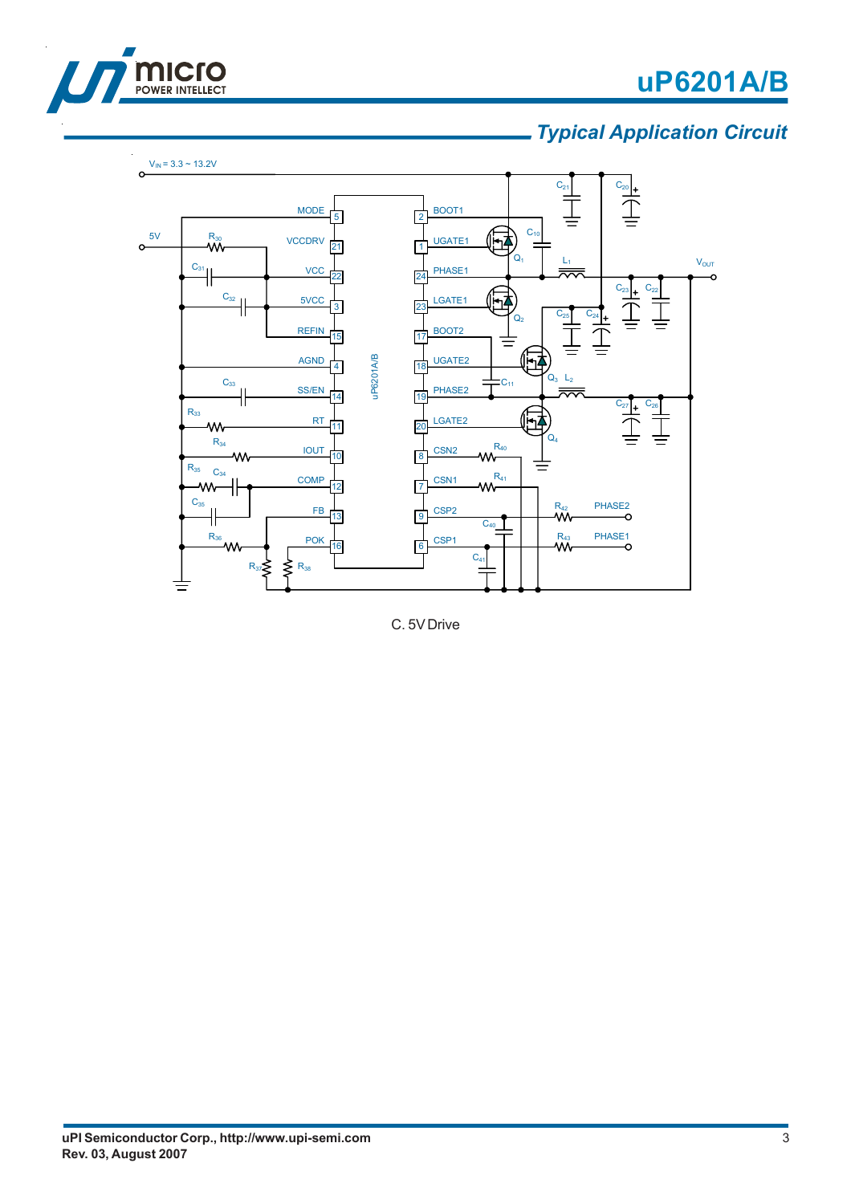## Typical Application Circuit

C. 5V Drive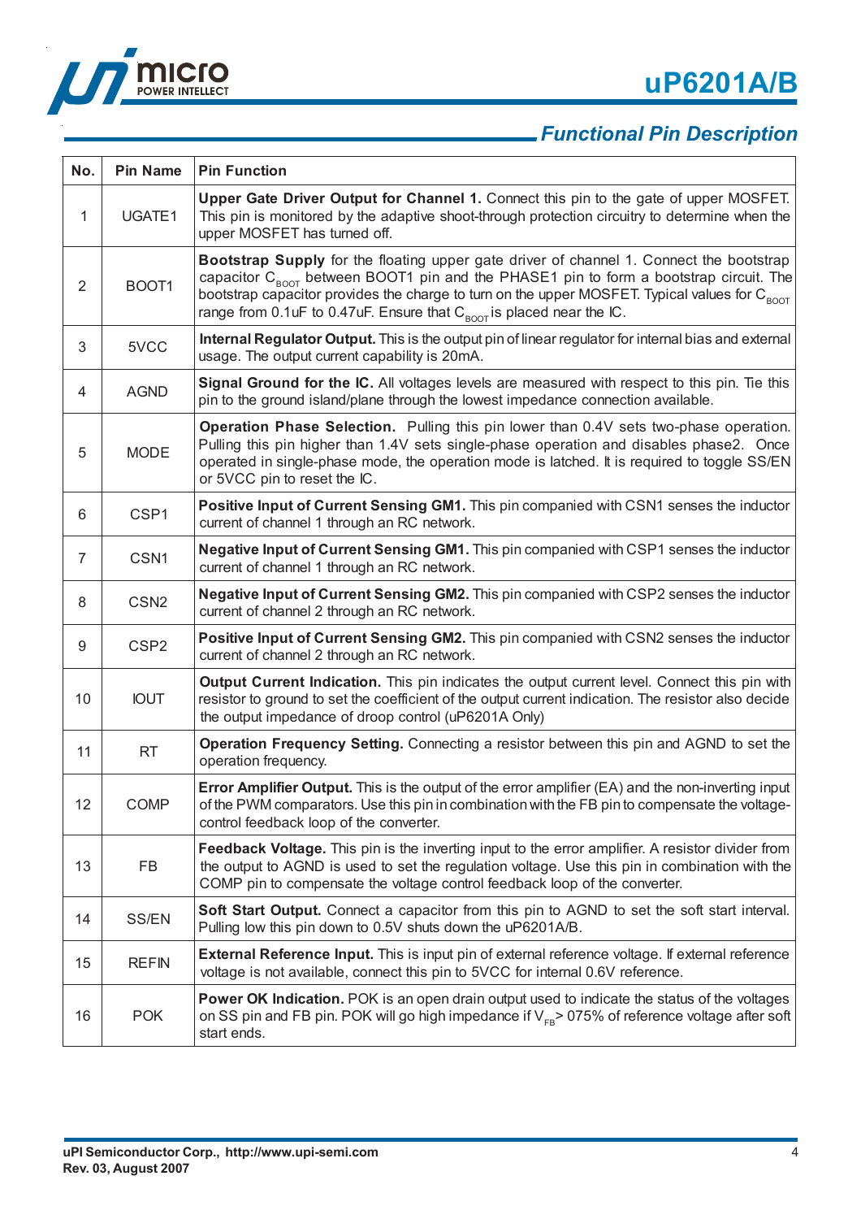## Functional Pin Description

| No. | Pin Name | Pin Function |
|---|---|---|
| 1 | UGATE1 | **Upper Gate Driver Output for Channel 1.** Connect this pin to the gate of upper MOSFET. This pin is monitored by the adaptive shoot-through protection circuitry to determine when the upper MOSFET has turned off. |
| 2 | BOOT1 | **Bootstrap Supply** for the floating upper gate driver of channel 1. Connect the bootstrap capacitor $C_{BOOT}$ between BOOT1 pin and the PHASE1 pin to form a bootstrap circuit. The bootstrap capacitor provides the charge to turn on the upper MOSFET. Typical values for $C_{BOOT}$ range from 0.1uF to 0.47uF. Ensure that $C_{BOOT}$ is placed near the IC. |
| 3 | 5VCC | **Internal Regulator Output.** This is the output pin of linear regulator for internal bias and external usage. The output current capability is 20mA. |
| 4 | AGND | **Signal Ground for the IC.** All voltages levels are measured with respect to this pin. Tie this pin to the ground island/plane through the lowest impedance connection available. |
| 5 | MODE | **Operation Phase Selection.** Pulling this pin lower than 0.4V sets two-phase operation. Pulling this pin higher than 1.4V sets single-phase operation and disables phase2. Once operated in single-phase mode, the operation mode is latched. It is required to toggle SS/EN or 5VCC pin to reset the IC. |
| 6 | CSP1 | **Positive Input of Current Sensing GM1.** This pin companied with CSN1 senses the inductor current of channel 1 through an RC network. |
| 7 | CSN1 | **Negative Input of Current Sensing GM1.** This pin companied with CSP1 senses the inductor current of channel 1 through an RC network. |
| 8 | CSN2 | **Negative Input of Current Sensing GM2.** This pin companied with CSP2 senses the inductor current of channel 2 through an RC network. |
| 9 | CSP2 | **Positive Input of Current Sensing GM2.** This pin companied with CSN2 senses the inductor current of channel 2 through an RC network. |
| 10 | IOUT | **Output Current Indication.** This pin indicates the output current level. Connect this pin with resistor to ground to set the coefficient of the output current indication. The resistor also decide the output impedance of droop control (uP6201A Only) |
| 11 | RT | **Operation Frequency Setting.** Connecting a resistor between this pin and AGND to set the operation frequency. |
| 12 | COMP | **Error Amplifier Output.** This is the output of the error amplifier (EA) and the non-inverting input of the PWM comparators. Use this pin in combination with the FB pin to compensate the voltage-control feedback loop of the converter. |
| 13 | FB | **Feedback Voltage.** This pin is the inverting input to the error amplifier. A resistor divider from the output to AGND is used to set the regulation voltage. Use this pin in combination with the COMP pin to compensate the voltage control feedback loop of the converter. |
| 14 | SS/EN | **Soft Start Output.** Connect a capacitor from this pin to AGND to set the soft start interval. Pulling low this pin down to 0.5V shuts down the uP6201A/B. |
| 15 | REFIN | **External Reference Input.** This is input pin of external reference voltage. If external reference voltage is not available, connect this pin to 5VCC for internal 0.6V reference. |
| 16 | POK | **Power OK Indication.** POK is an open drain output used to indicate the status of the voltages on SS pin and FB pin. POK will go high impedance if $V_{FB}$> 075% of reference voltage after soft start ends. |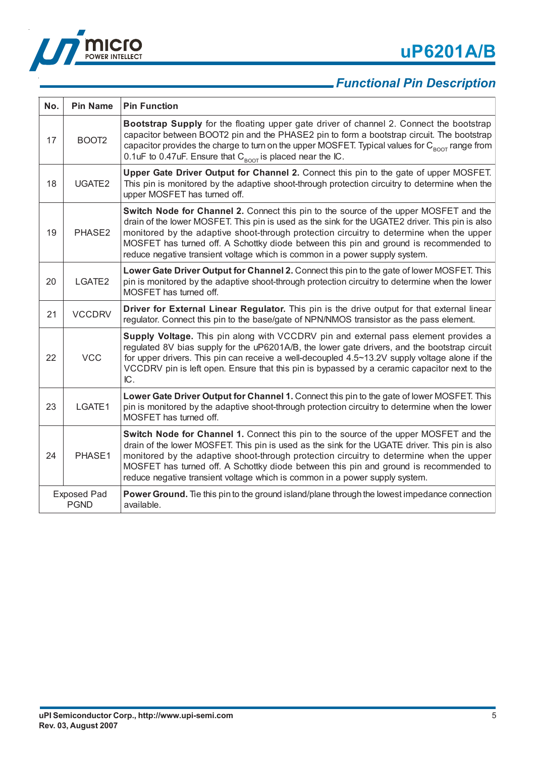## Functional Pin Description

| No. | Pin Name | Pin Function |
|---|---|---|
| 17 | BOOT2 | **Bootstrap Supply** for the floating upper gate driver of channel 2. Connect the bootstrap capacitor between BOOT2 pin and the PHASE2 pin to form a bootstrap circuit. The bootstrap capacitor provides the charge to turn on the upper MOSFET. Typical values for $C_{BOOT}$ range from 0.1uF to 0.47uF. Ensure that $C_{BOOT}$ is placed near the IC. |
| 18 | UGATE2 | **Upper Gate Driver Output for Channel 2.** Connect this pin to the gate of upper MOSFET. This pin is monitored by the adaptive shoot-through protection circuitry to determine when the upper MOSFET has turned off. |
| 19 | PHASE2 | **Switch Node for Channel 2.** Connect this pin to the source of the upper MOSFET and the drain of the lower MOSFET. This pin is used as the sink for the UGATE2 driver. This pin is also monitored by the adaptive shoot-through protection circuitry to determine when the upper MOSFET has turned off. A Schottky diode between this pin and ground is recommended to reduce negative transient voltage which is common in a power supply system. |
| 20 | LGATE2 | **Lower Gate Driver Output for Channel 2.** Connect this pin to the gate of lower MOSFET. This pin is monitored by the adaptive shoot-through protection circuitry to determine when the lower MOSFET has turned off. |
| 21 | VCCDRV | **Driver for External Linear Regulator.** This pin is the drive output for that external linear regulator. Connect this pin to the base/gate of NPN/NMOS transistor as the pass element. |
| 22 | VCC | **Supply Voltage.** This pin along with VCCDRV pin and external pass element provides a regulated 8V bias supply for the uP6201A/B, the lower gate drivers, and the bootstrap circuit for upper drivers. This pin can receive a well-decoupled 4.5~13.2V supply voltage alone if the VCCDRV pin is left open. Ensure that this pin is bypassed by a ceramic capacitor next to the IC. |
| 23 | LGATE1 | **Lower Gate Driver Output for Channel 1.** Connect this pin to the gate of lower MOSFET. This pin is monitored by the adaptive shoot-through protection circuitry to determine when the lower MOSFET has turned off. |
| 24 | PHASE1 | **Switch Node for Channel 1.** Connect this pin to the source of the upper MOSFET and the drain of the lower MOSFET. This pin is used as the sink for the UGATE driver. This pin is also monitored by the adaptive shoot-through protection circuitry to determine when the upper MOSFET has turned off. A Schottky diode between this pin and ground is recommended to reduce negative transient voltage which is common in a power supply system. |
| Exposed Pad PGND | | **Power Ground.** Tie this pin to the ground island/plane through the lowest impedance connection available. |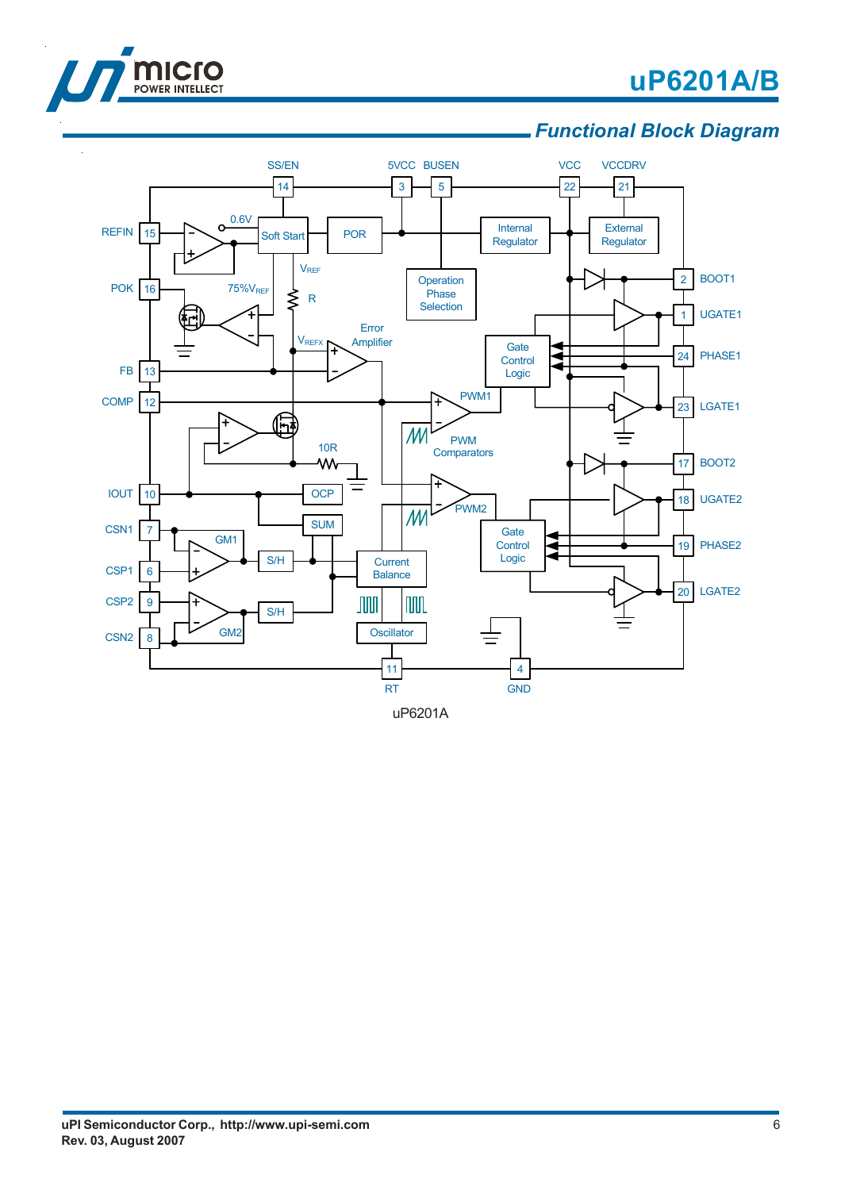## Functional Block Diagram

uP6201A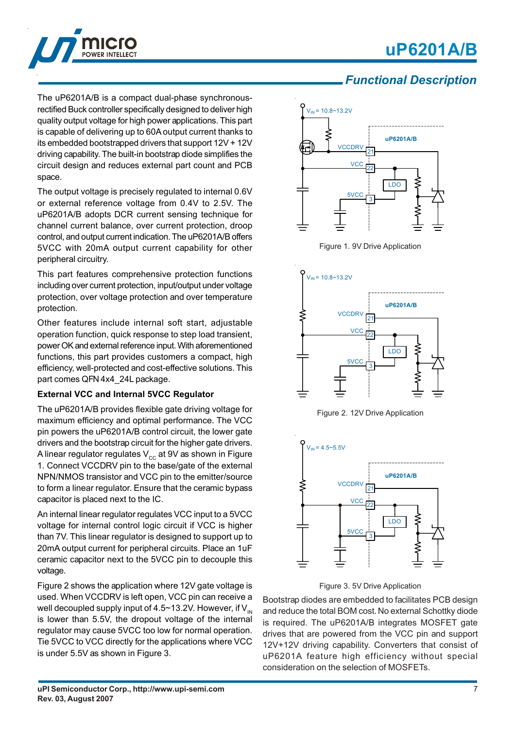## Functional Description

The uP6201A/B is a compact dual-phase synchronous-rectified Buck controller specifically designed to deliver high quality output voltage for high power applications. This part is capable of delivering up to 60A output current thanks to its embedded bootstrapped drivers that support 12V + 12V driving capability. The built-in bootstrap diode simplifies the circuit design and reduces external part count and PCB space.

The output voltage is precisely regulated to internal 0.6V or external reference voltage from 0.4V to 2.5V. The uP6201A/B adopts DCR current sensing technique for channel current balance, over current protection, droop control, and output current indication. The uP6201A/B offers 5VCC with 20mA output current capability for other peripheral circuitry.

This part features comprehensive protection functions including over current protection, input/output under voltage protection, over voltage protection and over temperature protection.

Other features include internal soft start, adjustable operation function, quick response to step load transient, power OK and external reference input. With aforementioned functions, this part provides customers a compact, high efficiency, well-protected and cost-effective solutions. This part comes QFN 4x4_24L package.

### External VCC and Internal 5VCC Regulator

The uP6201A/B provides flexible gate driving voltage for maximum efficiency and optimal performance. The VCC pin powers the uP6201A/B control circuit, the lower gate drivers and the bootstrap circuit for the higher gate drivers. A linear regulator regulates $V_{CC}$ at 9V as shown in Figure 1. Connect VCCDRV pin to the base/gate of the external NPN/NMOS transistor and VCC pin to the emitter/source to form a linear regulator. Ensure that the ceramic bypass capacitor is placed next to the IC.

An internal linear regulator regulates VCC input to a 5VCC voltage for internal control logic circuit if VCC is higher than 7V. This linear regulator is designed to support up to 20mA output current for peripheral circuits. Place an 1uF ceramic capacitor next to the 5VCC pin to decouple this voltage.

Figure 2 shows the application where 12V gate voltage is used. When VCCDRV is left open, VCC pin can receive a well decoupled supply input of 4.5~13.2V. However, if $V_{IN}$ is lower than 5.5V, the dropout voltage of the internal regulator may cause 5VCC too low for normal operation. Tie 5VCC to VCC directly for the applications where VCC is under 5.5V as shown in Figure 3.

Figure 1. 9V Drive Application

Figure 2. 12V Drive Application

Figure 3. 5V Drive Application

Bootstrap diodes are embedded to facilitates PCB design and reduce the total BOM cost. No external Schottky diode is required. The uP6201A/B integrates MOSFET gate drives that are powered from the VCC pin and support 12V+12V driving capability. Converters that consist of uP6201A feature high efficiency without special consideration on the selection of MOSFETs.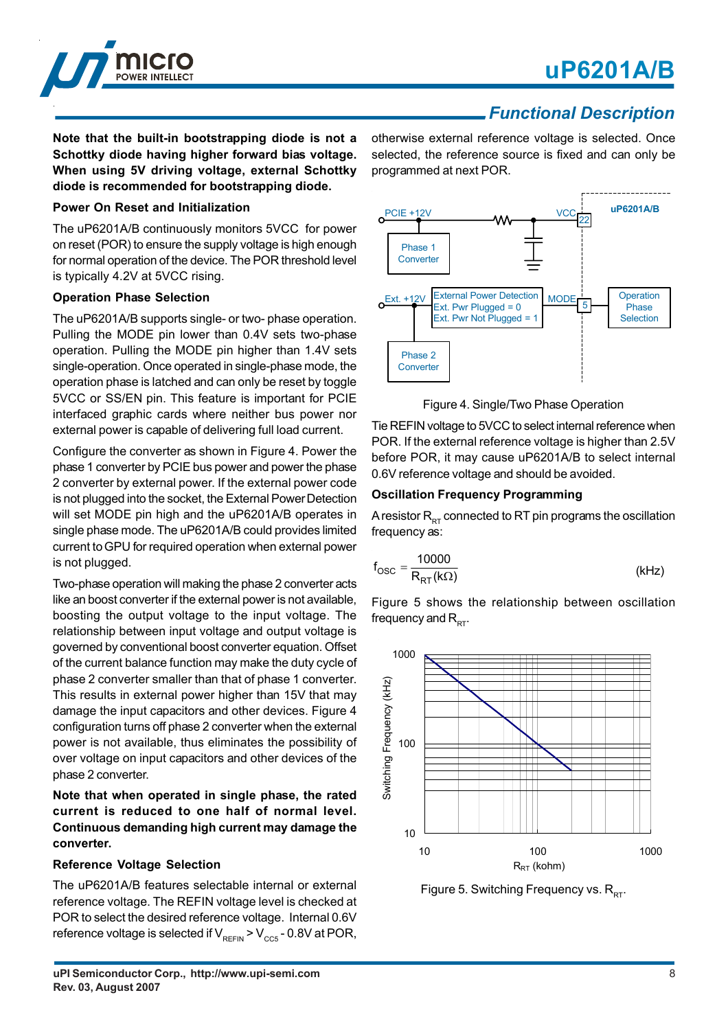## Functional Description

**Note that the built-in bootstrapping diode is not a Schottky diode having higher forward bias voltage. When using 5V driving voltage, external Schottky diode is recommended for bootstrapping diode.**

### Power On Reset and Initialization

The uP6201A/B continuously monitors 5VCC for power on reset (POR) to ensure the supply voltage is high enough for normal operation of the device. The POR threshold level is typically 4.2V at 5VCC rising.

### Operation Phase Selection

The uP6201A/B supports single- or two- phase operation. Pulling the MODE pin lower than 0.4V sets two-phase operation. Pulling the MODE pin higher than 1.4V sets single-operation. Once operated in single-phase mode, the operation phase is latched and can only be reset by toggle 5VCC or SS/EN pin. This feature is important for PCIE interfaced graphic cards where neither bus power nor external power is capable of delivering full load current.

Configure the converter as shown in Figure 4. Power the phase 1 converter by PCIE bus power and power the phase 2 converter by external power. If the external power code is not plugged into the socket, the External Power Detection will set MODE pin high and the uP6201A/B operates in single phase mode. The uP6201A/B could provides limited current to GPU for required operation when external power is not plugged.

Two-phase operation will making the phase 2 converter acts like an boost converter if the external power is not available, boosting the output voltage to the input voltage. The relationship between input voltage and output voltage is governed by conventional boost converter equation. Offset of the current balance function may make the duty cycle of phase 2 converter smaller than that of phase 1 converter. This results in external power higher than 15V that may damage the input capacitors and other devices. Figure 4 configuration turns off phase 2 converter when the external power is not available, thus eliminates the possibility of over voltage on input capacitors and other devices of the phase 2 converter.

**Note that when operated in single phase, the rated current is reduced to one half of normal level. Continuous demanding high current may damage the converter.**

### Reference Voltage Selection

The uP6201A/B features selectable internal or external reference voltage. The REFIN voltage level is checked at POR to select the desired reference voltage. Internal 0.6V reference voltage is selected if $V_{REFIN} > V_{CC5}$ - 0.8V at POR, otherwise external reference voltage is selected. Once selected, the reference source is fixed and can only be programmed at next POR.

PCIE +12V | VCC | 22 | uP6201A/B | Phase 1 Converter | Ext. +12V | External Power Detection | Ext. Pwr Plugged = 0 | Ext. Pwr Not Plugged = 1 | MODE | 5 | Operation Phase Selection | Phase 2 Converter

Figure 4. Single/Two Phase Operation

Tie REFIN voltage to 5VCC to select internal reference when POR. If the external reference voltage is higher than 2.5V before POR, it may cause uP6201A/B to select internal 0.6V reference voltage and should be avoided.

### Oscillation Frequency Programming

A resistor $R_{RT}$ connected to RT pin programs the oscillation frequency as:

$$f_{OSC} = \frac{10000}{R_{RT}(k\Omega)} \quad \text{(kHz)}$$

Figure 5 shows the relationship between oscillation frequency and $R_{RT}$.

Switching Frequency (kHz): 10, 100, 1000 | $R_{RT}$ (kohm): 10, 100, 1000

Figure 5. Switching Frequency vs. $R_{RT}$.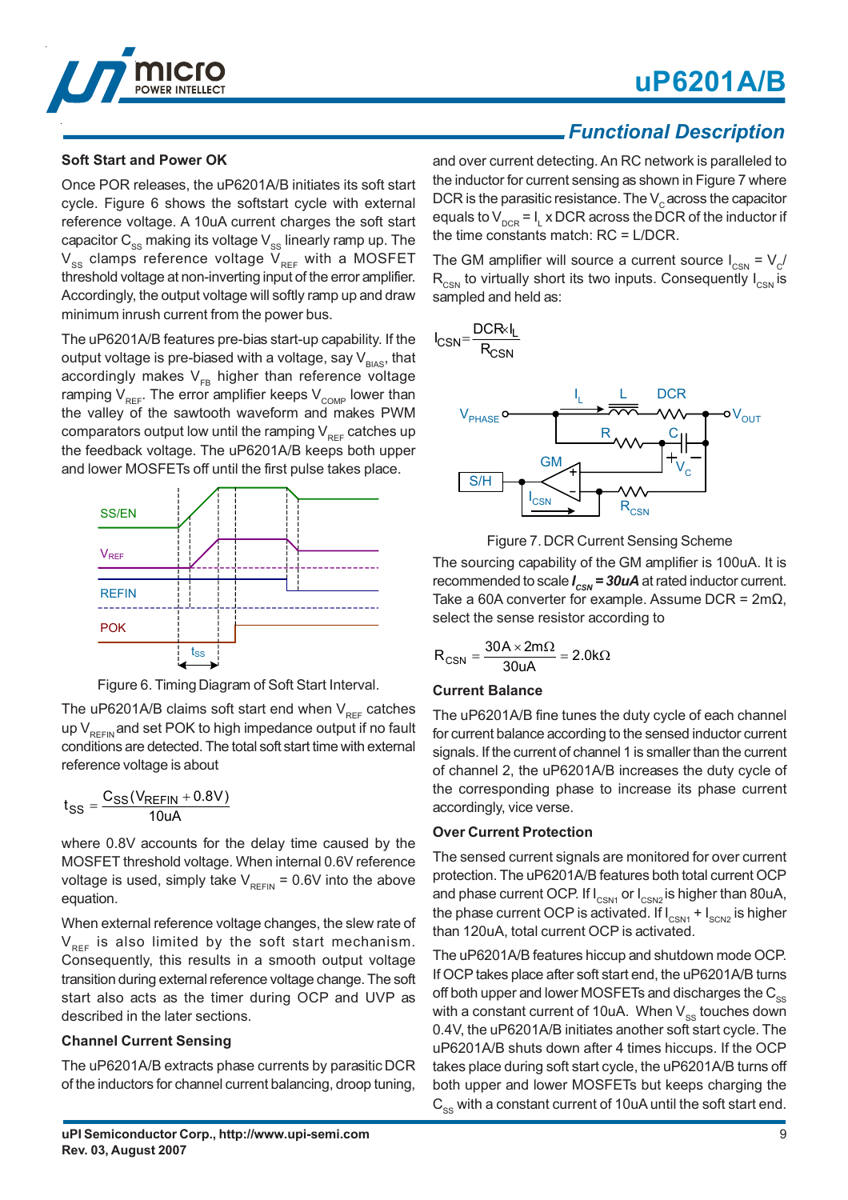## Functional Description

### Soft Start and Power OK

Once POR releases, the uP6201A/B initiates its soft start cycle. Figure 6 shows the softstart cycle with external reference voltage. A 10uA current charges the soft start capacitor $C_{SS}$ making its voltage $V_{SS}$ linearly ramp up. The $V_{SS}$ clamps reference voltage $V_{REF}$ with a MOSFET threshold voltage at non-inverting input of the error amplifier. Accordingly, the output voltage will softly ramp up and draw minimum inrush current from the power bus.

The uP6201A/B features pre-bias start-up capability. If the output voltage is pre-biased with a voltage, say $V_{BIAS}$, that accordingly makes $V_{FB}$ higher than reference voltage ramping $V_{REF}$. The error amplifier keeps $V_{COMP}$ lower than the valley of the sawtooth waveform and makes PWM comparators output low until the ramping $V_{REF}$ catches up the feedback voltage. The uP6201A/B keeps both upper and lower MOSFETs off until the first pulse takes place.

Figure 6. Timing Diagram of Soft Start Interval.

The uP6201A/B claims soft start end when $V_{REF}$ catches up $V_{REFIN}$ and set POK to high impedance output if no fault conditions are detected. The total soft start time with external reference voltage is about

$$t_{SS} = \frac{C_{SS}(V_{REFIN} + 0.8V)}{10uA}$$

where 0.8V accounts for the delay time caused by the MOSFET threshold voltage. When internal 0.6V reference voltage is used, simply take $V_{REFIN}$ = 0.6V into the above equation.

When external reference voltage changes, the slew rate of $V_{REF}$ is also limited by the soft start mechanism. Consequently, this results in a smooth output voltage transition during external reference voltage change. The soft start also acts as the timer during OCP and UVP as described in the later sections.

### Channel Current Sensing

The uP6201A/B extracts phase currents by parasitic DCR of the inductors for channel current balancing, droop tuning, and over current detecting. An RC network is paralleled to the inductor for current sensing as shown in Figure 7 where DCR is the parasitic resistance. The $V_C$ across the capacitor equals to $V_{DCR} = I_L \times DCR$ across the DCR of the inductor if the time constants match: RC = L/DCR.

The GM amplifier will source a current source $I_{CSN} = V_C / R_{CSN}$ to virtually short its two inputs. Consequently $I_{CSN}$ is sampled and held as:

$$I_{CSN} = \frac{DCR \times I_L}{R_{CSN}}$$

Figure 7. DCR Current Sensing Scheme

The sourcing capability of the GM amplifier is 100uA. It is recommended to scale ***$I_{CSN}$ = 30uA*** at rated inductor current. Take a 60A converter for example. Assume DCR = 2mΩ, select the sense resistor according to

$$R_{CSN} = \frac{30A \times 2m\Omega}{30uA} = 2.0k\Omega$$

### Current Balance

The uP6201A/B fine tunes the duty cycle of each channel for current balance according to the sensed inductor current signals. If the current of channel 1 is smaller than the current of channel 2, the uP6201A/B increases the duty cycle of the corresponding phase to increase its phase current accordingly, vice verse.

### Over Current Protection

The sensed current signals are monitored for over current protection. The uP6201A/B features both total current OCP and phase current OCP. If $I_{CSN1}$ or $I_{CSN2}$ is higher than 80uA, the phase current OCP is activated. If $I_{CSN1} + I_{SCN2}$ is higher than 120uA, total current OCP is activated.

The uP6201A/B features hiccup and shutdown mode OCP. If OCP takes place after soft start end, the uP6201A/B turns off both upper and lower MOSFETs and discharges the $C_{SS}$ with a constant current of 10uA. When $V_{SS}$ touches down 0.4V, the uP6201A/B initiates another soft start cycle. The uP6201A/B shuts down after 4 times hiccups. If the OCP takes place during soft start cycle, the uP6201A/B turns off both upper and lower MOSFETs but keeps charging the $C_{SS}$ with a constant current of 10uA until the soft start end.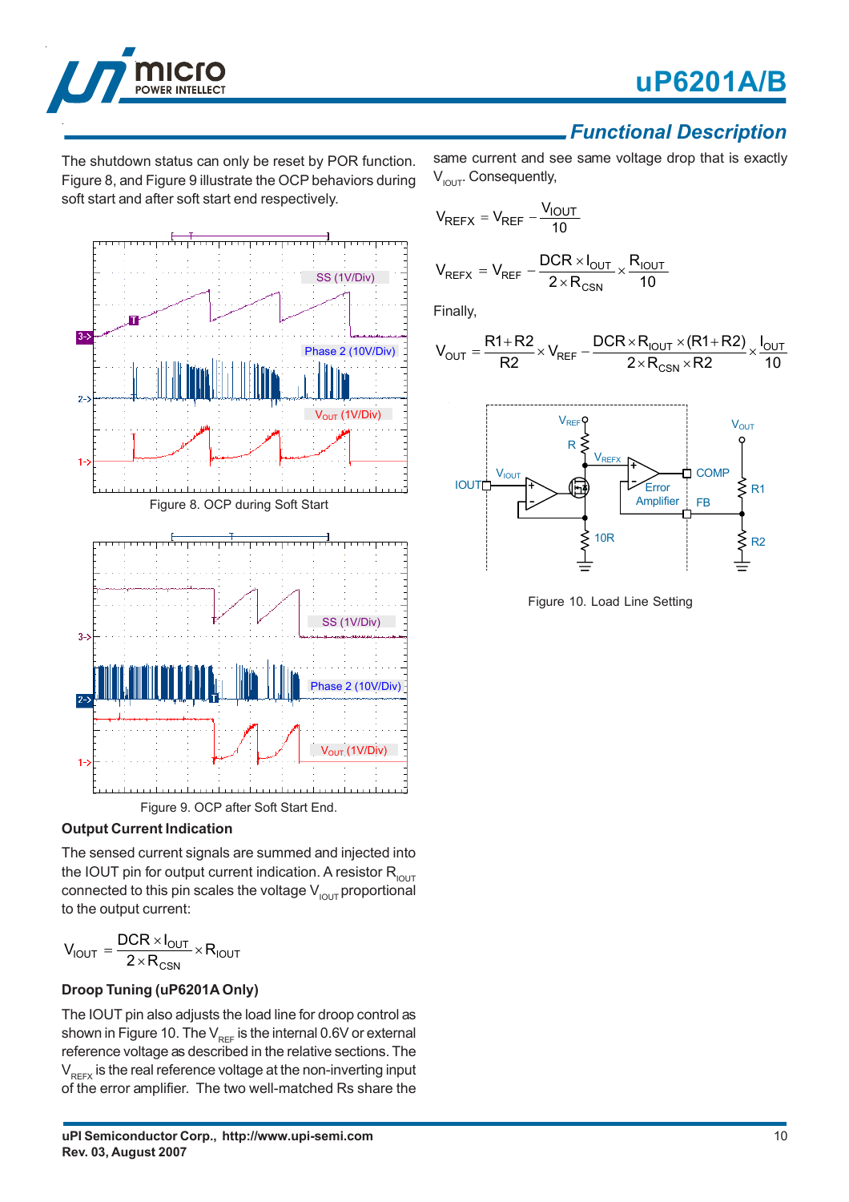## Functional Description

The shutdown status can only be reset by POR function. Figure 8, and Figure 9 illustrate the OCP behaviors during soft start and after soft start end respectively.

Figure 8. OCP during Soft Start

Figure 9. OCP after Soft Start End.

### Output Current Indication

The sensed current signals are summed and injected into the IOUT pin for output current indication. A resistor $R_{IOUT}$ connected to this pin scales the voltage $V_{IOUT}$ proportional to the output current:

$$V_{IOUT} = \frac{DCR \times I_{OUT}}{2 \times R_{CSN}} \times R_{IOUT}$$

### Droop Tuning (uP6201A Only)

The IOUT pin also adjusts the load line for droop control as shown in Figure 10. The $V_{REF}$ is the internal 0.6V or external reference voltage as described in the relative sections. The $V_{REFX}$ is the real reference voltage at the non-inverting input of the error amplifier. The two well-matched Rs share the same current and see same voltage drop that is exactly $V_{IOUT}$. Consequently,

$$V_{REFX} = V_{REF} - \frac{V_{IOUT}}{10}$$

$$V_{REFX} = V_{REF} - \frac{DCR \times I_{OUT}}{2 \times R_{CSN}} \times \frac{R_{IOUT}}{10}$$

Finally,

$$V_{OUT} = \frac{R1 + R2}{R2} \times V_{REF} - \frac{DCR \times R_{IOUT} \times (R1 + R2)}{2 \times R_{CSN} \times R2} \times \frac{I_{OUT}}{10}$$

Figure 10. Load Line Setting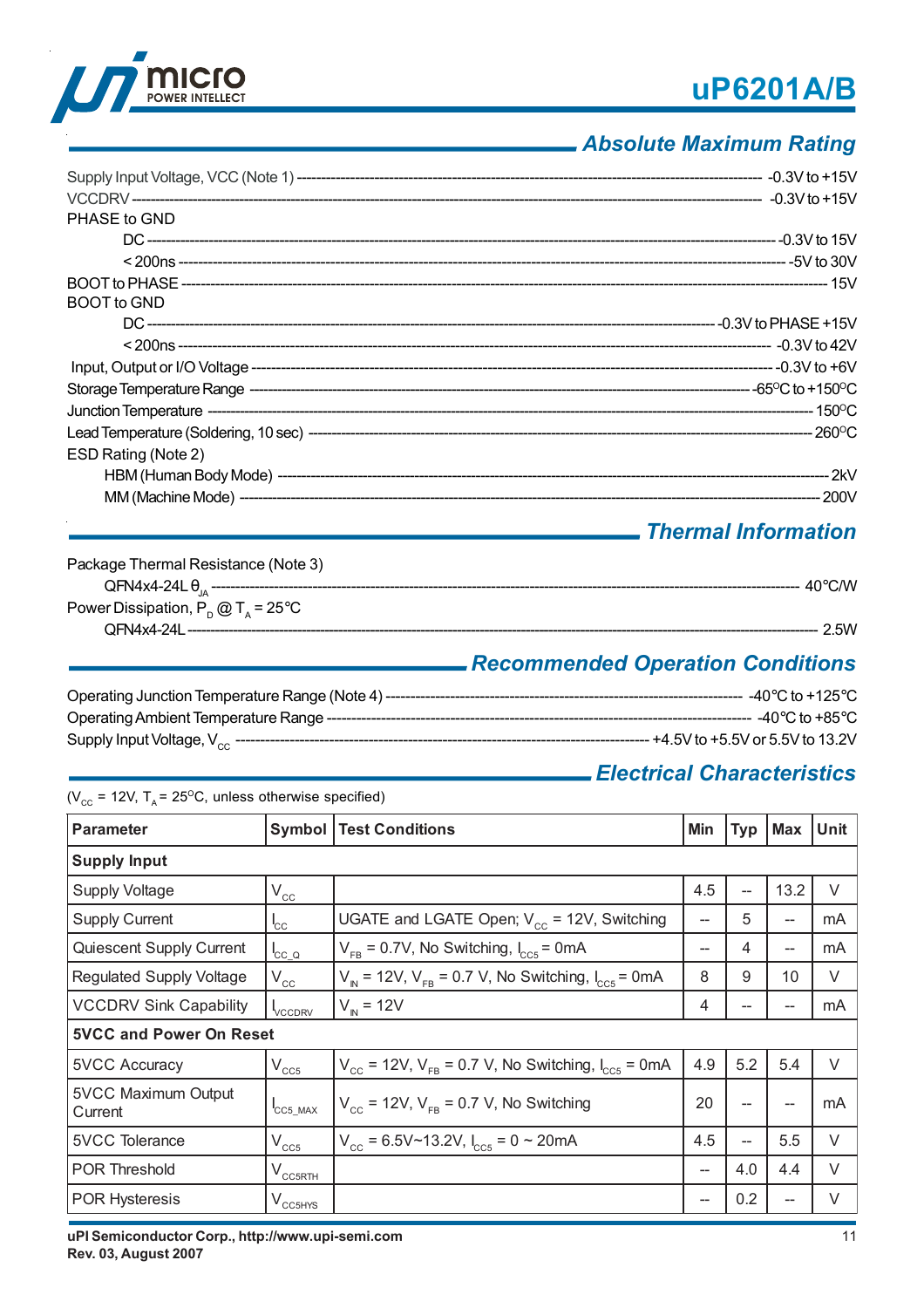## Absolute Maximum Rating

Supply Input Voltage, VCC (Note 1) ---------- -0.3V to +15V
VCCDRV ---------- -0.3V to +15V
PHASE to GND
  DC ---------- -0.3V to 15V
  < 200ns ---------- -5V to 30V
BOOT to PHASE ---------- 15V
BOOT to GND
  DC ---------- -0.3V to PHASE +15V
  < 200ns ---------- -0.3V to 42V
Input, Output or I/O Voltage ---------- -0.3V to +6V
Storage Temperature Range ---------- -65°C to +150°C
Junction Temperature ---------- 150°C
Lead Temperature (Soldering, 10 sec) ---------- 260°C
ESD Rating (Note 2)
  HBM (Human Body Mode) ---------- 2kV
  MM (Machine Mode) ---------- 200V

## Thermal Information

Package Thermal Resistance (Note 3)
  QFN4x4-24L $\theta_{JA}$ ---------- 40°C/W
Power Dissipation, $P_D$ @ $T_A$ = 25°C
  QFN4x4-24L ---------- 2.5W

## Recommended Operation Conditions

Operating Junction Temperature Range (Note 4) ---------- -40°C to +125°C
Operating Ambient Temperature Range ---------- -40°C to +85°C
Supply Input Voltage, $V_{CC}$ ---------- +4.5V to +5.5V or 5.5V to 13.2V

## Electrical Characteristics

($V_{CC}$ = 12V, $T_A$ = 25°C, unless otherwise specified)

| Parameter | Symbol | Test Conditions | Min | Typ | Max | Unit |
|---|---|---|---|---|---|---|
| **Supply Input** | | | | | | |
| Supply Voltage | $V_{CC}$ | | 4.5 | -- | 13.2 | V |
| Supply Current | $I_{CC}$ | UGATE and LGATE Open; $V_{CC}$ = 12V, Switching | -- | 5 | -- | mA |
| Quiescent Supply Current | $I_{CC\_Q}$ | $V_{FB}$ = 0.7V, No Switching, $I_{CC5}$ = 0mA | -- | 4 | -- | mA |
| Regulated Supply Voltage | $V_{CC}$ | $V_{IN}$ = 12V, $V_{FB}$ = 0.7 V, No Switching, $I_{CC5}$ = 0mA | 8 | 9 | 10 | V |
| VCCDRV Sink Capability | $I_{VCCDRV}$ | $V_{IN}$ = 12V | 4 | -- | -- | mA |
| **5VCC and Power On Reset** | | | | | | |
| 5VCC Accuracy | $V_{CC5}$ | $V_{CC}$ = 12V, $V_{FB}$ = 0.7 V, No Switching, $I_{CC5}$ = 0mA | 4.9 | 5.2 | 5.4 | V |
| 5VCC Maximum Output Current | $I_{CC5\_MAX}$ | $V_{CC}$ = 12V, $V_{FB}$ = 0.7 V, No Switching | 20 | -- | -- | mA |
| 5VCC Tolerance | $V_{CC5}$ | $V_{CC}$ = 6.5V~13.2V, $I_{CC5}$ = 0 ~ 20mA | 4.5 | -- | 5.5 | V |
| POR Threshold | $V_{CC5RTH}$ | | -- | 4.0 | 4.4 | V |
| POR Hysteresis | $V_{CC5HYS}$ | | -- | 0.2 | -- | V |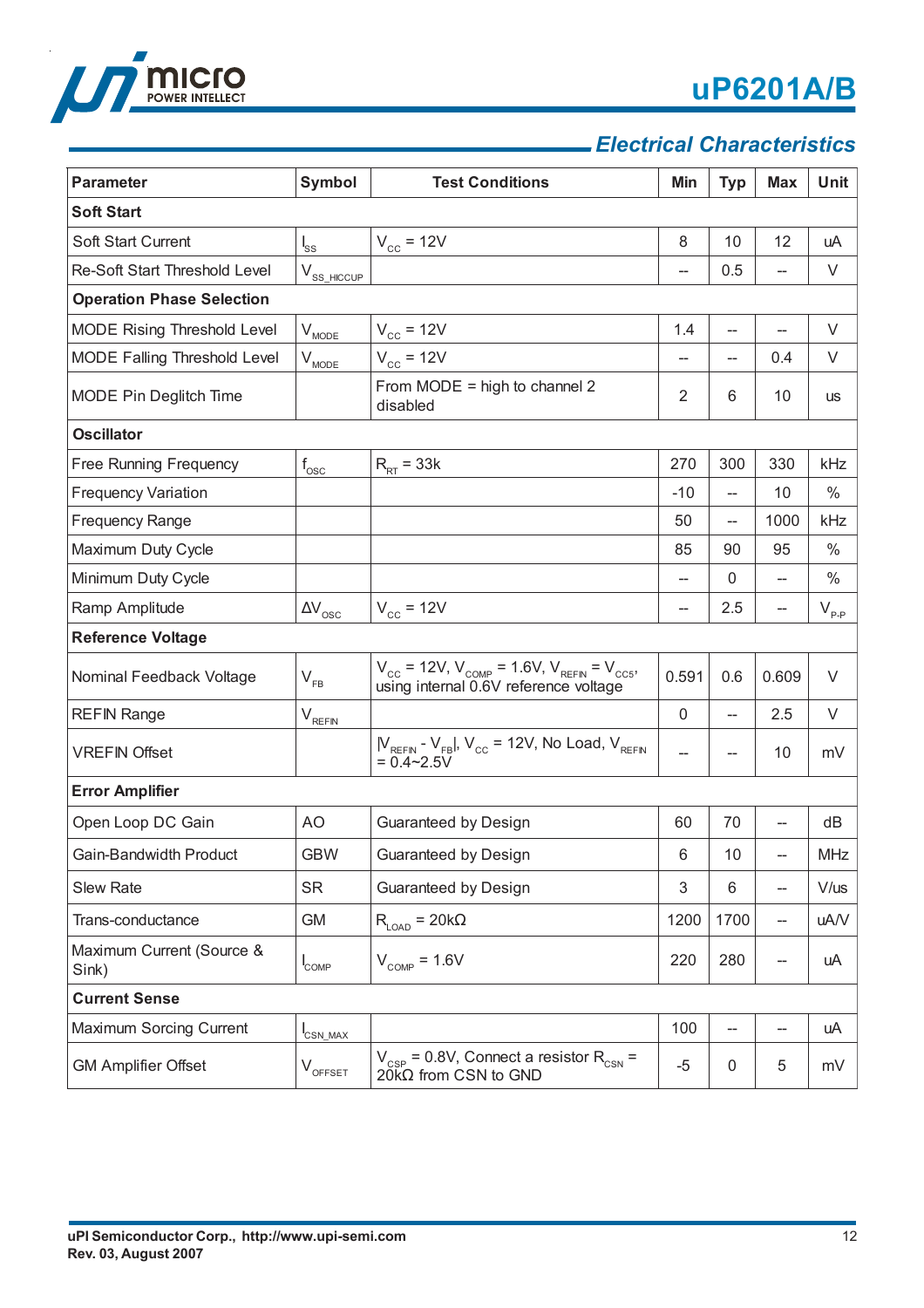## Electrical Characteristics

| Parameter | Symbol | Test Conditions | Min | Typ | Max | Unit |
|---|---|---|---|---|---|---|
| **Soft Start** | | | | | | |
| Soft Start Current | $I_{SS}$ | $V_{CC}$ = 12V | 8 | 10 | 12 | uA |
| Re-Soft Start Threshold Level | $V_{SS\_HICCUP}$ | | -- | 0.5 | -- | V |
| **Operation Phase Selection** | | | | | | |
| MODE Rising Threshold Level | $V_{MODE}$ | $V_{CC}$ = 12V | 1.4 | -- | -- | V |
| MODE Falling Threshold Level | $V_{MODE}$ | $V_{CC}$ = 12V | -- | -- | 0.4 | V |
| MODE Pin Deglitch Time | | From MODE = high to channel 2 disabled | 2 | 6 | 10 | us |
| **Oscillator** | | | | | | |
| Free Running Frequency | $f_{OSC}$ | $R_{RT}$ = 33k | 270 | 300 | 330 | kHz |
| Frequency Variation | | | -10 | -- | 10 | % |
| Frequency Range | | | 50 | -- | 1000 | kHz |
| Maximum Duty Cycle | | | 85 | 90 | 95 | % |
| Minimum Duty Cycle | | | -- | 0 | -- | % |
| Ramp Amplitude | $\Delta V_{OSC}$ | $V_{CC}$ = 12V | -- | 2.5 | -- | $V_{P-P}$ |
| **Reference Voltage** | | | | | | |
| Nominal Feedback Voltage | $V_{FB}$ | $V_{CC}$ = 12V, $V_{COMP}$ = 1.6V, $V_{REFIN}$ = $V_{CC5}$, using internal 0.6V reference voltage | 0.591 | 0.6 | 0.609 | V |
| REFIN Range | $V_{REFIN}$ | | 0 | -- | 2.5 | V |
| VREFIN Offset | | $\|V_{REFIN} - V_{FB}\|$, $V_{CC}$ = 12V, No Load, $V_{REFIN}$ = 0.4~2.5V | -- | -- | 10 | mV |
| **Error Amplifier** | | | | | | |
| Open Loop DC Gain | AO | Guaranteed by Design | 60 | 70 | -- | dB |
| Gain-Bandwidth Product | GBW | Guaranteed by Design | 6 | 10 | -- | MHz |
| Slew Rate | SR | Guaranteed by Design | 3 | 6 | -- | V/us |
| Trans-conductance | GM | $R_{LOAD}$ = 20kΩ | 1200 | 1700 | -- | uA/V |
| Maximum Current (Source & Sink) | $I_{COMP}$ | $V_{COMP}$ = 1.6V | 220 | 280 | -- | uA |
| **Current Sense** | | | | | | |
| Maximum Sorcing Current | $I_{CSN\_MAX}$ | | 100 | -- | -- | uA |
| GM Amplifier Offset | $V_{OFFSET}$ | $V_{CSP}$ = 0.8V, Connect a resistor $R_{CSN}$ = 20kΩ from CSN to GND | -5 | 0 | 5 | mV |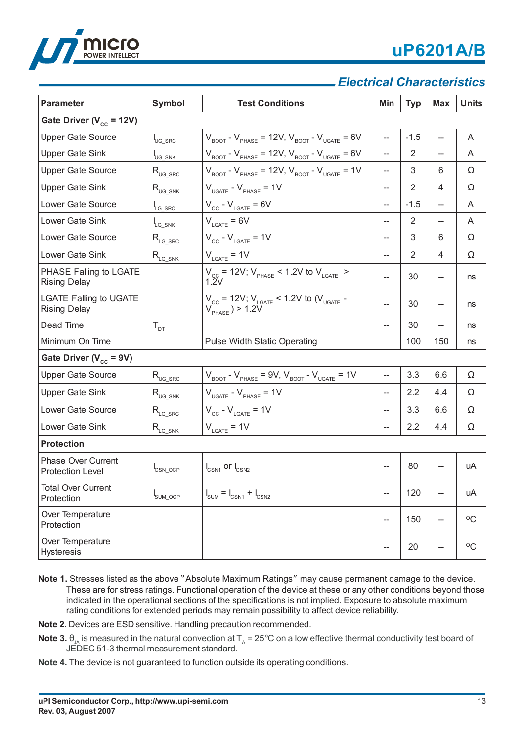## Electrical Characteristics

| Parameter | Symbol | Test Conditions | Min | Typ | Max | Units |
|---|---|---|---|---|---|---|
| **Gate Driver ($V_{CC}$ = 12V)** | | | | | | |
| Upper Gate Source | $I_{UG\_SRC}$ | $V_{BOOT}$ - $V_{PHASE}$ = 12V, $V_{BOOT}$ - $V_{UGATE}$ = 6V | -- | -1.5 | -- | A |
| Upper Gate Sink | $I_{UG\_SNK}$ | $V_{BOOT}$ - $V_{PHASE}$ = 12V, $V_{BOOT}$ - $V_{UGATE}$ = 6V | -- | 2 | -- | A |
| Upper Gate Source | $R_{UG\_SRC}$ | $V_{BOOT}$ - $V_{PHASE}$ = 12V, $V_{BOOT}$ - $V_{UGATE}$ = 1V | -- | 3 | 6 | Ω |
| Upper Gate Sink | $R_{UG\_SNK}$ | $V_{UGATE}$ - $V_{PHASE}$ = 1V | -- | 2 | 4 | Ω |
| Lower Gate Source | $I_{LG\_SRC}$ | $V_{CC}$ - $V_{LGATE}$ = 6V | -- | -1.5 | -- | A |
| Lower Gate Sink | $I_{LG\_SNK}$ | $V_{LGATE}$ = 6V | -- | 2 | -- | A |
| Lower Gate Source | $R_{LG\_SRC}$ | $V_{CC}$ - $V_{LGATE}$ = 1V | -- | 3 | 6 | Ω |
| Lower Gate Sink | $R_{LG\_SNK}$ | $V_{LGATE}$ = 1V | -- | 2 | 4 | Ω |
| PHASE Falling to LGATE Rising Delay | | $V_{CC}$ = 12V; $V_{PHASE}$ < 1.2V to $V_{LGATE}$ > 1.2V | -- | 30 | -- | ns |
| LGATE Falling to UGATE Rising Delay | | $V_{CC}$ = 12V; $V_{LGATE}$ < 1.2V to ($V_{UGATE}$ - $V_{PHASE}$) > 1.2V | -- | 30 | -- | ns |
| Dead Time | $T_{DT}$ | | -- | 30 | -- | ns |
| Minimum On Time | | Pulse Width Static Operating | | 100 | 150 | ns |
| **Gate Driver ($V_{CC}$ = 9V)** | | | | | | |
| Upper Gate Source | $R_{UG\_SRC}$ | $V_{BOOT}$ - $V_{PHASE}$ = 9V, $V_{BOOT}$ - $V_{UGATE}$ = 1V | -- | 3.3 | 6.6 | Ω |
| Upper Gate Sink | $R_{UG\_SNK}$ | $V_{UGATE}$ - $V_{PHASE}$ = 1V | -- | 2.2 | 4.4 | Ω |
| Lower Gate Source | $R_{LG\_SRC}$ | $V_{CC}$ - $V_{LGATE}$ = 1V | -- | 3.3 | 6.6 | Ω |
| Lower Gate Sink | $R_{LG\_SNK}$ | $V_{LGATE}$ = 1V | -- | 2.2 | 4.4 | Ω |
| **Protection** | | | | | | |
| Phase Over Current Protection Level | $I_{CSN\_OCP}$ | $I_{CSN1}$ or $I_{CSN2}$ | -- | 80 | -- | uA |
| Total Over Current Protection | $I_{SUM\_OCP}$ | $I_{SUM}$ = $I_{CSN1}$ + $I_{CSN2}$ | -- | 120 | -- | uA |
| Over Temperature Protection | | | -- | 150 | -- | °C |
| Over Temperature Hysteresis | | | -- | 20 | -- | °C |

**Note 1.** Stresses listed as the above "Absolute Maximum Ratings" may cause permanent damage to the device. These are for stress ratings. Functional operation of the device at these or any other conditions beyond those indicated in the operational sections of the specifications is not implied. Exposure to absolute maximum rating conditions for extended periods may remain possibility to affect device reliability.

**Note 2.** Devices are ESD sensitive. Handling precaution recommended.

**Note 3.** $\theta_{JA}$ is measured in the natural convection at $T_A$ = 25°C on a low effective thermal conductivity test board of JEDEC 51-3 thermal measurement standard.

**Note 4.** The device is not guaranteed to function outside its operating conditions.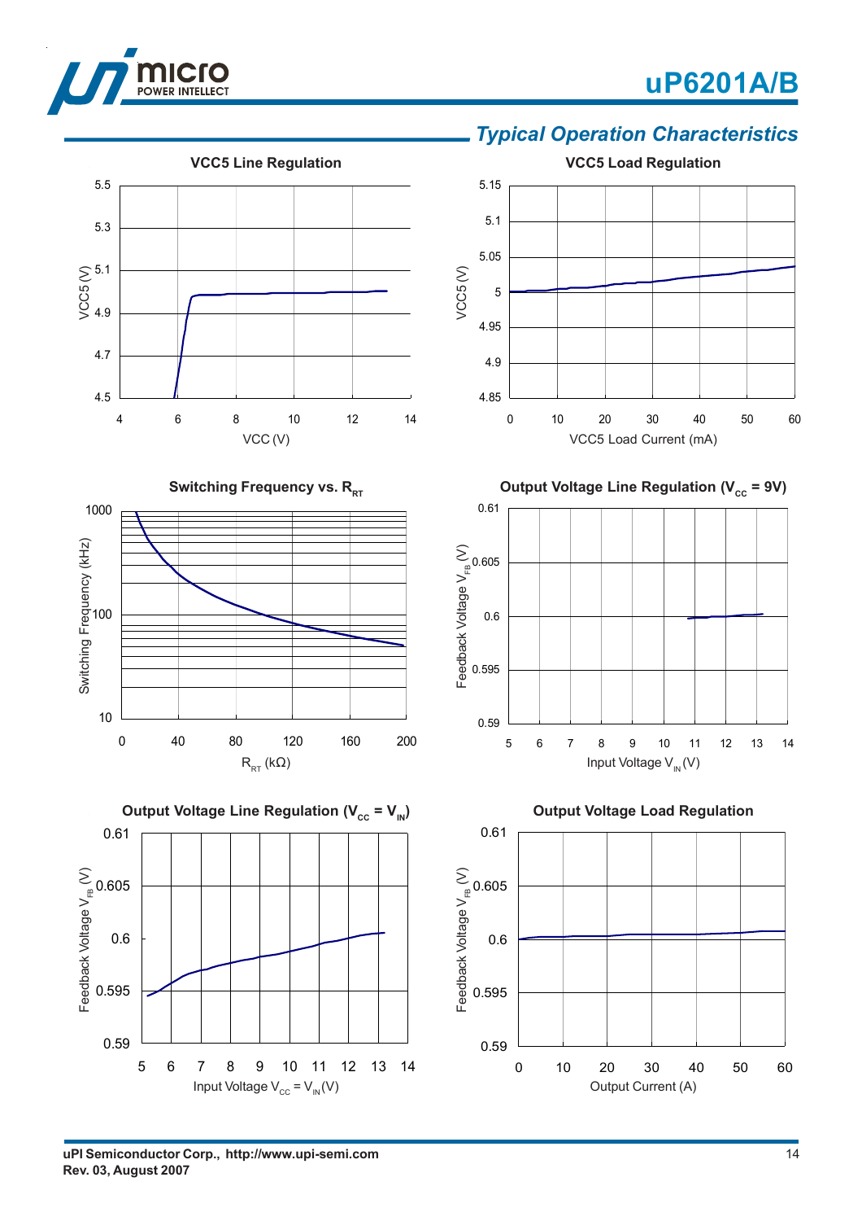## Typical Operation Characteristics

**VCC5 Line Regulation**

VCC5 (V) vs. VCC (V)

**VCC5 Load Regulation**

VCC5 (V) vs. VCC5 Load Current (mA)

**Switching Frequency vs. $R_{RT}$**

Switching Frequency (kHz) vs. $R_{RT}$ (kΩ)

**Output Voltage Line Regulation ($V_{CC}$ = 9V)**

Feedback Voltage $V_{FB}$ (V) vs. Input Voltage $V_{IN}$ (V)

**Output Voltage Line Regulation ($V_{CC}$ = $V_{IN}$)**

Feedback Voltage $V_{FB}$ (V) vs. Input Voltage $V_{CC}$ = $V_{IN}$ (V)

**Output Voltage Load Regulation**

Feedback Voltage $V_{FB}$ (V) vs. Output Current (A)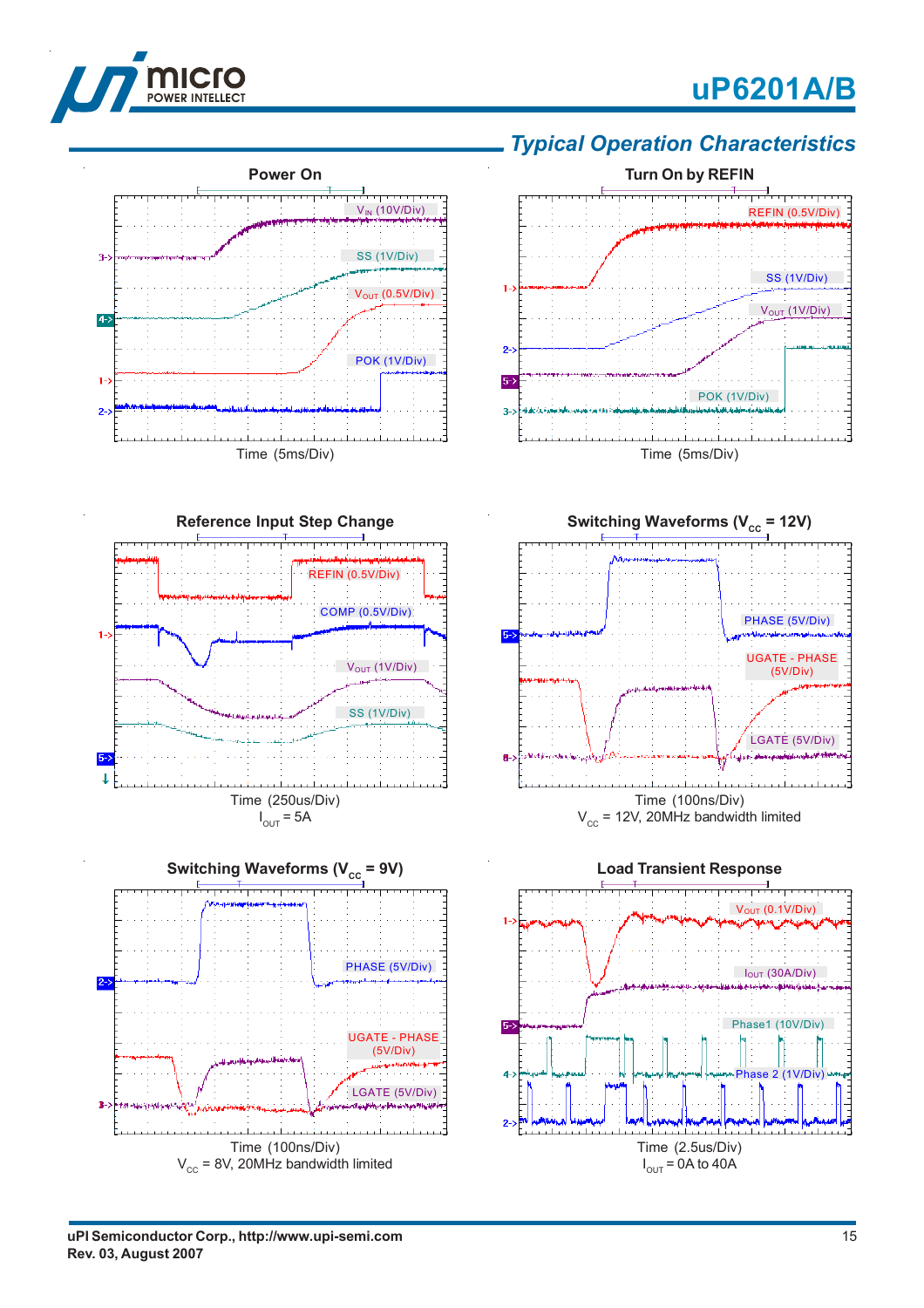## Typical Operation Characteristics

**Power On**

$V_{IN}$ (10V/Div)

SS (1V/Div)

$V_{OUT}$ (0.5V/Div)

POK (1V/Div)

Time (5ms/Div)

**Turn On by REFIN**

REFIN (0.5V/Div)

SS (1V/Div)

$V_{OUT}$ (1V/Div)

POK (1V/Div)

Time (5ms/Div)

**Reference Input Step Change**

REFIN (0.5V/Div)

COMP (0.5V/Div)

$V_{OUT}$ (1V/Div)

SS (1V/Div)

Time (250us/Div)
$I_{OUT}$ = 5A

**Switching Waveforms ($V_{CC}$ = 12V)**

PHASE (5V/Div)

UGATE - PHASE (5V/Div)

LGATE (5V/Div)

Time (100ns/Div)
$V_{CC}$ = 12V, 20MHz bandwidth limited

**Switching Waveforms ($V_{CC}$ = 9V)**

PHASE (5V/Div)

UGATE - PHASE (5V/Div)

LGATE (5V/Div)

Time (100ns/Div)
$V_{CC}$ = 8V, 20MHz bandwidth limited

**Load Transient Response**

$V_{OUT}$ (0.1V/Div)

$I_{OUT}$ (30A/Div)

Phase1 (10V/Div)

Phase 2 (1V/Div)

Time (2.5us/Div)
$I_{OUT}$ = 0A to 40A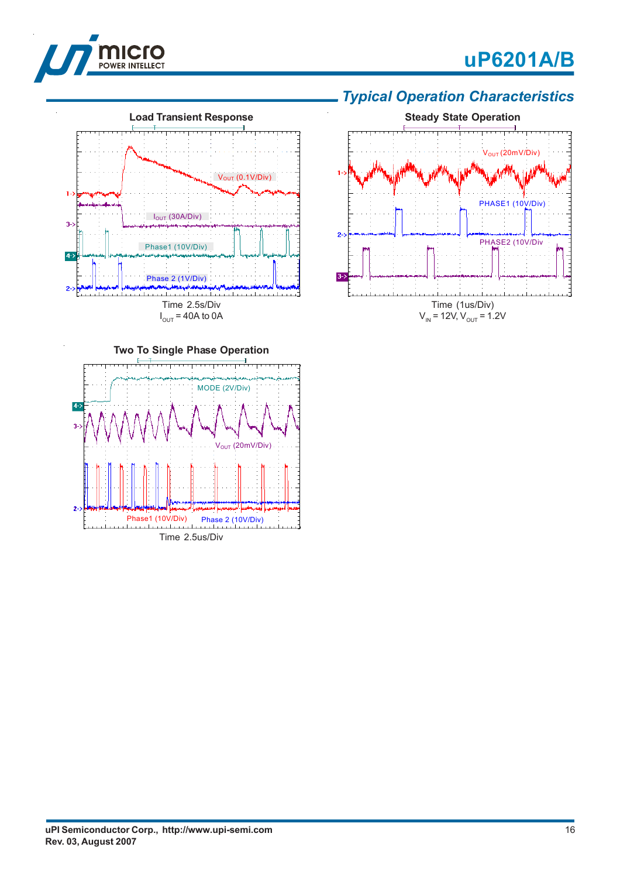## Typical Operation Characteristics

**Load Transient Response**

$V_{OUT}$ (0.1V/Div)

$I_{OUT}$ (30A/Div)

Phase1 (10V/Div)

Phase 2 (1V/Div)

Time 2.5s/Div
$I_{OUT}$ = 40A to 0A

**Steady State Operation**

$V_{OUT}$ (20mV/Div)

PHASE1 (10V/Div)

PHASE2 (10V/Div

Time (1us/Div)
$V_{IN}$ = 12V, $V_{OUT}$ = 1.2V

**Two To Single Phase Operation**

MODE (2V/Div)

$V_{OUT}$ (20mV/Div)

Phase1 (10V/Div)

Phase 2 (10V/Div)

Time 2.5us/Div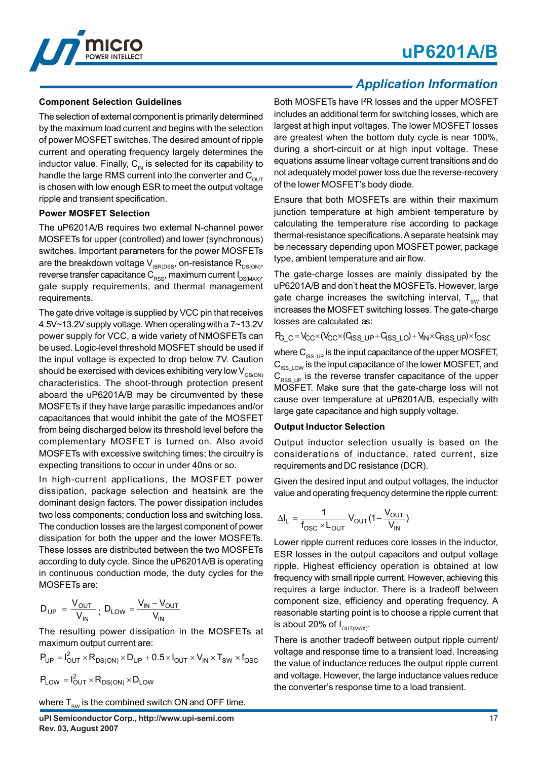## Application Information

### Component Selection Guidelines

The selection of external component is primarily determined by the maximum load current and begins with the selection of power MOSFET switches. The desired amount of ripple current and operating frequency largely determines the inductor value. Finally, $C_{IN}$ is selected for its capability to handle the large RMS current into the converter and $C_{OUT}$ is chosen with low enough ESR to meet the output voltage ripple and transient specification.

### Power MOSFET Selection

The uP6201A/B requires two external N-channel power MOSFETs for upper (controlled) and lower (synchronous) switches. Important parameters for the power MOSFETs are the breakdown voltage $V_{(BR)DSS}$, on-resistance $R_{DS(ON)}$, reverse transfer capacitance $C_{RSS}$, maximum current $I_{DS(MAX)}$, gate supply requirements, and thermal management requirements.

The gate drive voltage is supplied by VCC pin that receives 4.5V~13.2V supply voltage. When operating with a 7~13.2V power supply for VCC, a wide variety of NMOSFETs can be used. Logic-level threshold MOSFET should be used if the input voltage is expected to drop below 7V. Caution should be exercised with devices exhibiting very low $V_{GS(ON)}$ characteristics. The shoot-through protection present aboard the uP6201A/B may be circumvented by these MOSFETs if they have large parasitic impedances and/or capacitances that would inhibit the gate of the MOSFET from being discharged below its threshold level before the complementary MOSFET is turned on. Also avoid MOSFETs with excessive switching times; the circuitry is expecting transitions to occur in under 40ns or so.

In high-current applications, the MOSFET power dissipation, package selection and heatsink are the dominant design factors. The power dissipation includes two loss components; conduction loss and switching loss. The conduction losses are the largest component of power dissipation for both the upper and the lower MOSFETs. These losses are distributed between the two MOSFETs according to duty cycle. Since the uP6201A/B is operating in continuous conduction mode, the duty cycles for the MOSFETs are:

$$D_{UP} = \frac{V_{OUT}}{V_{IN}} \; ; \; D_{LOW} = \frac{V_{IN} - V_{OUT}}{V_{IN}}$$

The resulting power dissipation in the MOSFETs at maximum output current are:

$$P_{UP} = I_{OUT}^2 \times R_{DS(ON)} \times D_{UP} + 0.5 \times I_{OUT} \times V_{IN} \times T_{SW} \times f_{OSC}$$

$$P_{LOW} = I_{OUT}^2 \times R_{DS(ON)} \times D_{LOW}$$

where $T_{SW}$ is the combined switch ON and OFF time.

Both MOSFETs have $I^2R$ losses and the upper MOSFET includes an additional term for switching losses, which are largest at high input voltages. The lower MOSFET losses are greatest when the bottom duty cycle is near 100%, during a short-circuit or at high input voltage. These equations assume linear voltage current transitions and do not adequately model power loss due the reverse-recovery of the lower MOSFET's body diode.

Ensure that both MOSFETs are within their maximum junction temperature at high ambient temperature by calculating the temperature rise according to package thermal-resistance specifications. A separate heatsink may be necessary depending upon MOSFET power, package type, ambient temperature and air flow.

The gate-charge losses are mainly dissipated by the uP6201A/B and don't heat the MOSFETs. However, large gate charge increases the switching interval, $T_{SW}$ that increases the MOSFET switching losses. The gate-charge losses are calculated as:

$$P_{G\_C} = V_{CC} \times (V_{CC} \times (C_{ISS\_UP} + C_{ISS\_LO}) + V_{IN} \times C_{RSS\_UP}) \times f_{OSC}$$

where $C_{ISS\_UP}$ is the input capacitance of the upper MOSFET, $C_{ISS\_LOW}$ is the input capacitance of the lower MOSFET, and $C_{RSS\_UP}$ is the reverse transfer capacitance of the upper MOSFET. Make sure that the gate-charge loss will not cause over temperature at uP6201A/B, especially with large gate capacitance and high supply voltage.

### Output Inductor Selection

Output inductor selection usually is based on the considerations of inductance, rated current, size requirements and DC resistance (DCR).

Given the desired input and output voltages, the inductor value and operating frequency determine the ripple current:

$$\Delta I_L = \frac{1}{f_{OSC} \times L_{OUT}} V_{OUT} (1 - \frac{V_{OUT}}{V_{IN}})$$

Lower ripple current reduces core losses in the inductor, ESR losses in the output capacitors and output voltage ripple. Highest efficiency operation is obtained at low frequency with small ripple current. However, achieving this requires a large inductor. There is a tradeoff between component size, efficiency and operating frequency. A reasonable starting point is to choose a ripple current that is about 20% of $I_{OUT(MAX)}$.

There is another tradeoff between output ripple current/voltage and response time to a transient load. Increasing the value of inductance reduces the output ripple current and voltage. However, the large inductance values reduce the converter's response time to a load transient.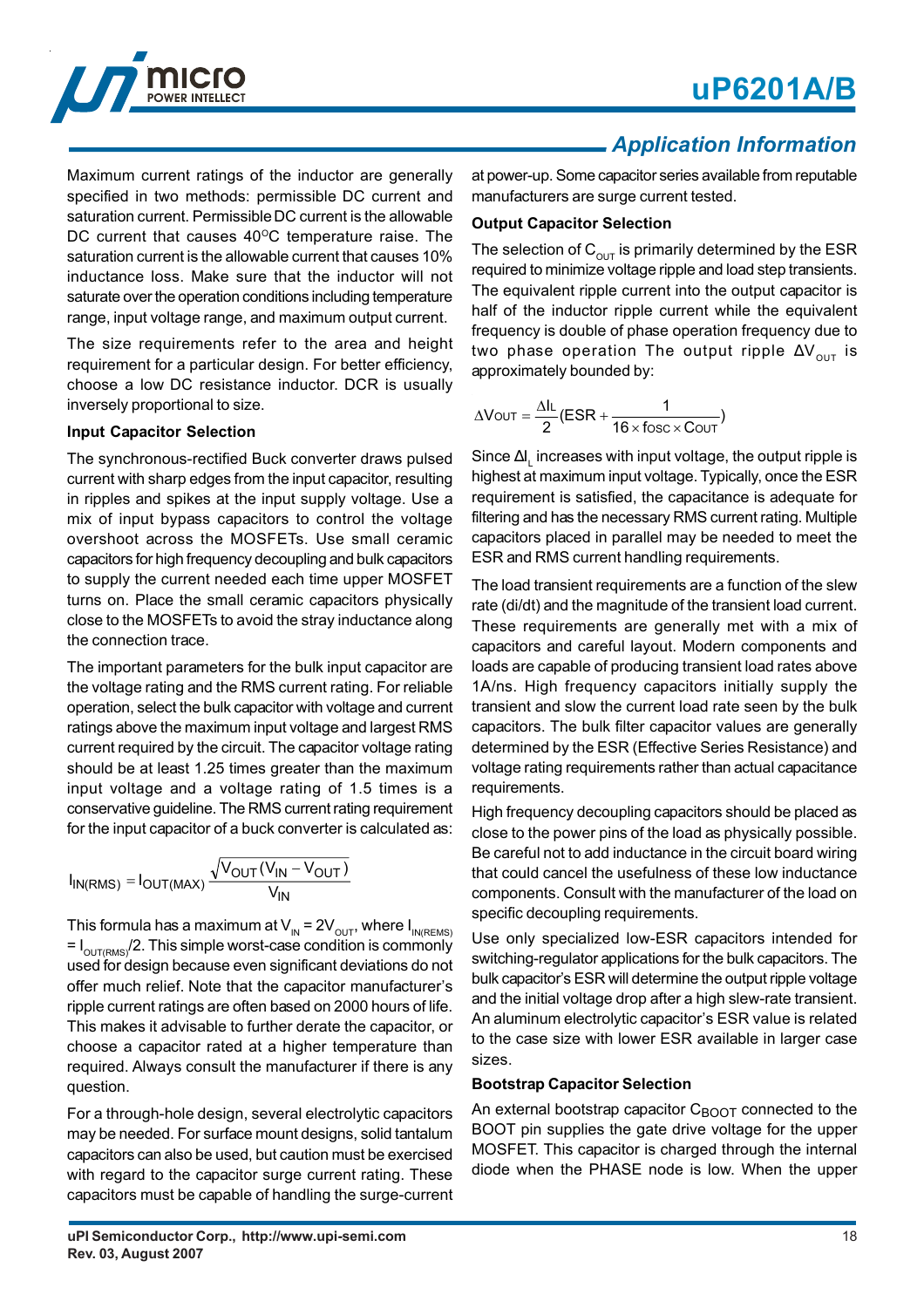## Application Information

Maximum current ratings of the inductor are generally specified in two methods: permissible DC current and saturation current. Permissible DC current is the allowable DC current that causes $40^{O}C$ temperature raise. The saturation current is the allowable current that causes 10% inductance loss. Make sure that the inductor will not saturate over the operation conditions including temperature range, input voltage range, and maximum output current.

The size requirements refer to the area and height requirement for a particular design. For better efficiency, choose a low DC resistance inductor. DCR is usually inversely proportional to size.

### Input Capacitor Selection

The synchronous-rectified Buck converter draws pulsed current with sharp edges from the input capacitor, resulting in ripples and spikes at the input supply voltage. Use a mix of input bypass capacitors to control the voltage overshoot across the MOSFETs. Use small ceramic capacitors for high frequency decoupling and bulk capacitors to supply the current needed each time upper MOSFET turns on. Place the small ceramic capacitors physically close to the MOSFETs to avoid the stray inductance along the connection trace.

The important parameters for the bulk input capacitor are the voltage rating and the RMS current rating. For reliable operation, select the bulk capacitor with voltage and current ratings above the maximum input voltage and largest RMS current required by the circuit. The capacitor voltage rating should be at least 1.25 times greater than the maximum input voltage and a voltage rating of 1.5 times is a conservative guideline. The RMS current rating requirement for the input capacitor of a buck converter is calculated as:

$$I_{IN(RMS)} = I_{OUT(MAX)} \frac{\sqrt{V_{OUT}(V_{IN} - V_{OUT})}}{V_{IN}}$$

This formula has a maximum at $V_{IN} = 2V_{OUT}$, where $I_{IN(REMS)} = I_{OUT(RMS)}/2$. This simple worst-case condition is commonly used for design because even significant deviations do not offer much relief. Note that the capacitor manufacturer's ripple current ratings are often based on 2000 hours of life. This makes it advisable to further derate the capacitor, or choose a capacitor rated at a higher temperature than required. Always consult the manufacturer if there is any question.

For a through-hole design, several electrolytic capacitors may be needed. For surface mount designs, solid tantalum capacitors can also be used, but caution must be exercised with regard to the capacitor surge current rating. These capacitors must be capable of handling the surge-current at power-up. Some capacitor series available from reputable manufacturers are surge current tested.

### Output Capacitor Selection

The selection of $C_{OUT}$ is primarily determined by the ESR required to minimize voltage ripple and load step transients. The equivalent ripple current into the output capacitor is half of the inductor ripple current while the equivalent frequency is double of phase operation frequency due to two phase operation The output ripple $\Delta V_{OUT}$ is approximately bounded by:

$$\Delta V_{OUT} = \frac{\Delta I_L}{2}(ESR + \frac{1}{16 \times f_{OSC} \times C_{OUT}})$$

Since $\Delta I_L$ increases with input voltage, the output ripple is highest at maximum input voltage. Typically, once the ESR requirement is satisfied, the capacitance is adequate for filtering and has the necessary RMS current rating. Multiple capacitors placed in parallel may be needed to meet the ESR and RMS current handling requirements.

The load transient requirements are a function of the slew rate (di/dt) and the magnitude of the transient load current. These requirements are generally met with a mix of capacitors and careful layout. Modern components and loads are capable of producing transient load rates above 1A/ns. High frequency capacitors initially supply the transient and slow the current load rate seen by the bulk capacitors. The bulk filter capacitor values are generally determined by the ESR (Effective Series Resistance) and voltage rating requirements rather than actual capacitance requirements.

High frequency decoupling capacitors should be placed as close to the power pins of the load as physically possible. Be careful not to add inductance in the circuit board wiring that could cancel the usefulness of these low inductance components. Consult with the manufacturer of the load on specific decoupling requirements.

Use only specialized low-ESR capacitors intended for switching-regulator applications for the bulk capacitors. The bulk capacitor's ESR will determine the output ripple voltage and the initial voltage drop after a high slew-rate transient. An aluminum electrolytic capacitor's ESR value is related to the case size with lower ESR available in larger case sizes.

### Bootstrap Capacitor Selection

An external bootstrap capacitor $C_{BOOT}$ connected to the BOOT pin supplies the gate drive voltage for the upper MOSFET. This capacitor is charged through the internal diode when the PHASE node is low. When the upper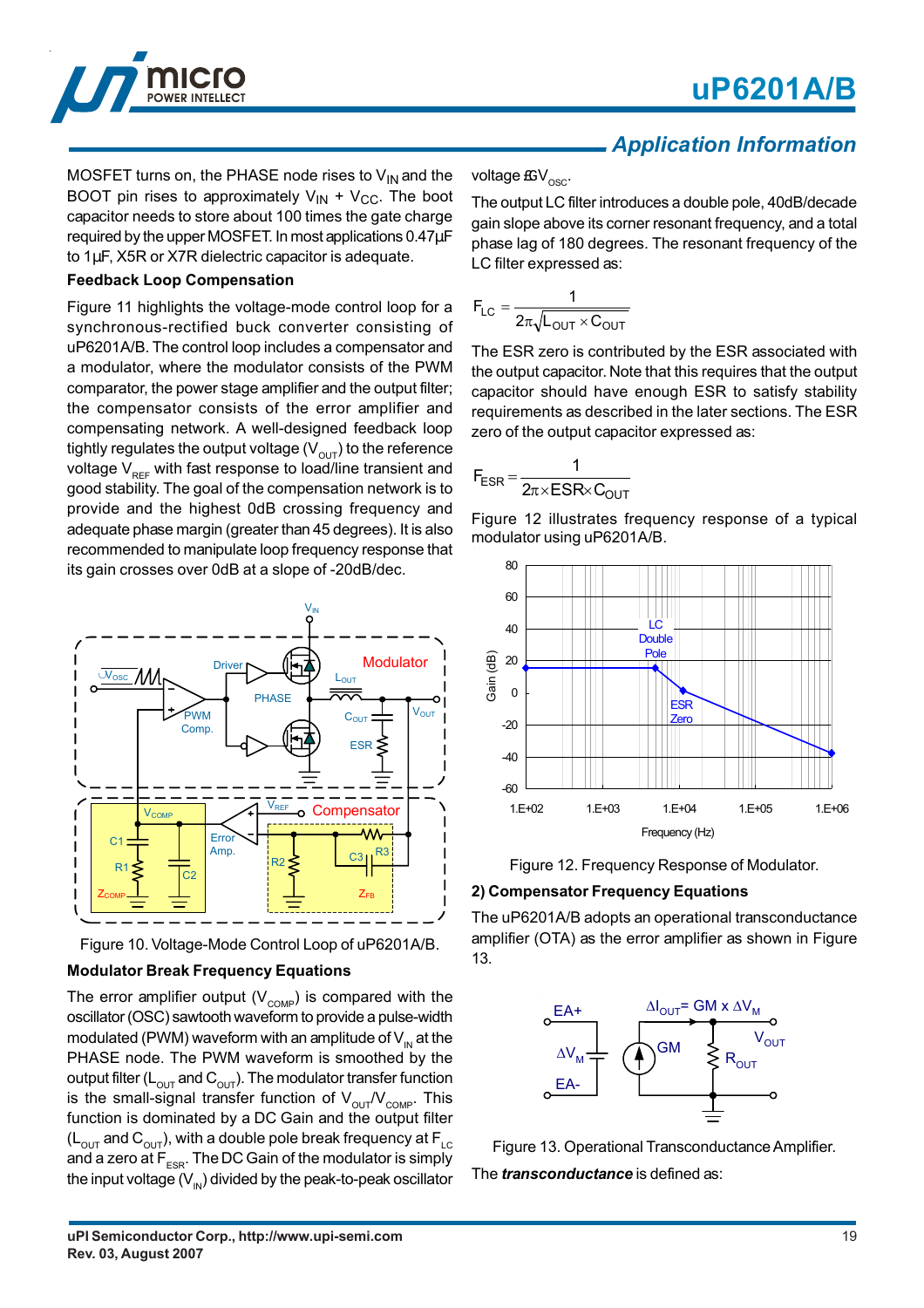MOSFET turns on, the PHASE node rises to $V_{IN}$ and the BOOT pin rises to approximately $V_{IN}$ + $V_{CC}$. The boot capacitor needs to store about 100 times the gate charge required by the upper MOSFET. In most applications 0.47µF to 1µF, X5R or X7R dielectric capacitor is adequate.

**Feedback Loop Compensation**

Figure 11 highlights the voltage-mode control loop for a synchronous-rectified buck converter consisting of uP6201A/B. The control loop includes a compensator and a modulator, where the modulator consists of the PWM comparator, the power stage amplifier and the output filter; the compensator consists of the error amplifier and compensating network. A well-designed feedback loop tightly regulates the output voltage ($V_{OUT}$) to the reference voltage $V_{REF}$ with fast response to load/line transient and good stability. The goal of the compensation network is to provide and the highest 0dB crossing frequency and adequate phase margin (greater than 45 degrees). It is also recommended to manipulate loop frequency response that its gain crosses over 0dB at a slope of -20dB/dec.

Figure 10. Voltage-Mode Control Loop of uP6201A/B.

**Modulator Break Frequency Equations**

The error amplifier output ($V_{COMP}$) is compared with the oscillator (OSC) sawtooth waveform to provide a pulse-width modulated (PWM) waveform with an amplitude of $V_{IN}$ at the PHASE node. The PWM waveform is smoothed by the output filter ($L_{OUT}$ and $C_{OUT}$). The modulator transfer function is the small-signal transfer function of $V_{OUT}/V_{COMP}$. This function is dominated by a DC Gain and the output filter ($L_{OUT}$ and $C_{OUT}$), with a double pole break frequency at $F_{LC}$ and a zero at $F_{ESR}$. The DC Gain of the modulator is simply the input voltage ($V_{IN}$) divided by the peak-to-peak oscillator voltage $\Delta V_{OSC}$.

The output LC filter introduces a double pole, 40dB/decade gain slope above its corner resonant frequency, and a total phase lag of 180 degrees. The resonant frequency of the LC filter expressed as:

$$F_{LC} = \frac{1}{2\pi\sqrt{L_{OUT} \times C_{OUT}}}$$

The ESR zero is contributed by the ESR associated with the output capacitor. Note that this requires that the output capacitor should have enough ESR to satisfy stability requirements as described in the later sections. The ESR zero of the output capacitor expressed as:

$$F_{ESR} = \frac{1}{2\pi \times ESR \times C_{OUT}}$$

Figure 12 illustrates frequency response of a typical modulator using uP6201A/B.

Figure 12. Frequency Response of Modulator.

**2) Compensator Frequency Equations**

The uP6201A/B adopts an operational transconductance amplifier (OTA) as the error amplifier as shown in Figure 13.

Figure 13. Operational Transconductance Amplifier.

The ***transconductance*** is defined as: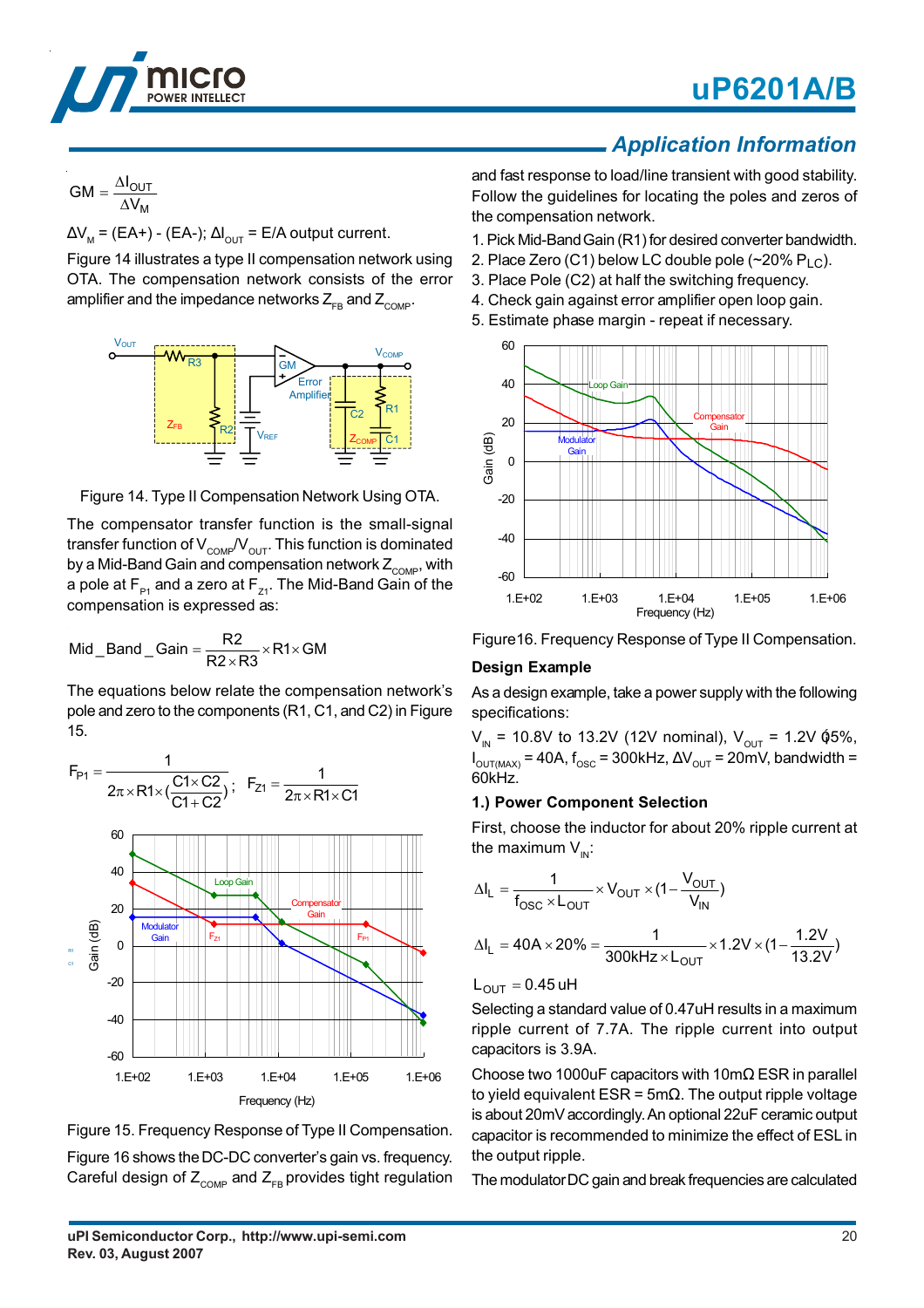## Application Information

$$GM = \frac{\Delta I_{OUT}}{\Delta V_M}$$

$\Delta V_M$ = (EA+) - (EA-); $\Delta I_{OUT}$ = E/A output current.

Figure 14 illustrates a type II compensation network using OTA. The compensation network consists of the error amplifier and the impedance networks $Z_{FB}$ and $Z_{COMP}$.

Figure 14. Type II Compensation Network Using OTA.

The compensator transfer function is the small-signal transfer function of $V_{COMP}/V_{OUT}$. This function is dominated by a Mid-Band Gain and compensation network $Z_{COMP}$, with a pole at $F_{P1}$ and a zero at $F_{Z1}$. The Mid-Band Gain of the compensation is expressed as:

$$Mid\_Band\_Gain = \frac{R2}{R2 \times R3} \times R1 \times GM$$

The equations below relate the compensation network's pole and zero to the components (R1, C1, and C2) in Figure 15.

$$F_{P1} = \frac{1}{2\pi \times R1 \times (\frac{C1 \times C2}{C1 + C2})}; \quad F_{Z1} = \frac{1}{2\pi \times R1 \times C1}$$

Figure 15. Frequency Response of Type II Compensation.

Figure 16 shows the DC-DC converter's gain vs. frequency. Careful design of $Z_{COMP}$ and $Z_{FB}$ provides tight regulation and fast response to load/line transient with good stability. Follow the guidelines for locating the poles and zeros of the compensation network.

1. Pick Mid-Band Gain (R1) for desired converter bandwidth.
2. Place Zero (C1) below LC double pole (~20% $P_{LC}$).
3. Place Pole (C2) at half the switching frequency.
4. Check gain against error amplifier open loop gain.
5. Estimate phase margin - repeat if necessary.

Figure16. Frequency Response of Type II Compensation.

### Design Example

As a design example, take a power supply with the following specifications:

$V_{IN}$ = 10.8V to 13.2V (12V nominal), $V_{OUT}$ = 1.2V ±5%, $I_{OUT(MAX)}$ = 40A, $f_{OSC}$ = 300kHz, $\Delta V_{OUT}$ = 20mV, bandwidth = 60kHz.

### 1.) Power Component Selection

First, choose the inductor for about 20% ripple current at the maximum $V_{IN}$:

$$\Delta I_L = \frac{1}{f_{OSC} \times L_{OUT}} \times V_{OUT} \times (1 - \frac{V_{OUT}}{V_{IN}})$$

$$\Delta I_L = 40A \times 20\% = \frac{1}{300kHz \times L_{OUT}} \times 1.2V \times (1 - \frac{1.2V}{13.2V})$$

$$L_{OUT} = 0.45\,uH$$

Selecting a standard value of 0.47uH results in a maximum ripple current of 7.7A. The ripple current into output capacitors is 3.9A.

Choose two 1000uF capacitors with 10mΩ ESR in parallel to yield equivalent ESR = 5mΩ. The output ripple voltage is about 20mV accordingly. An optional 22uF ceramic output capacitor is recommended to minimize the effect of ESL in the output ripple.

The modulator DC gain and break frequencies are calculated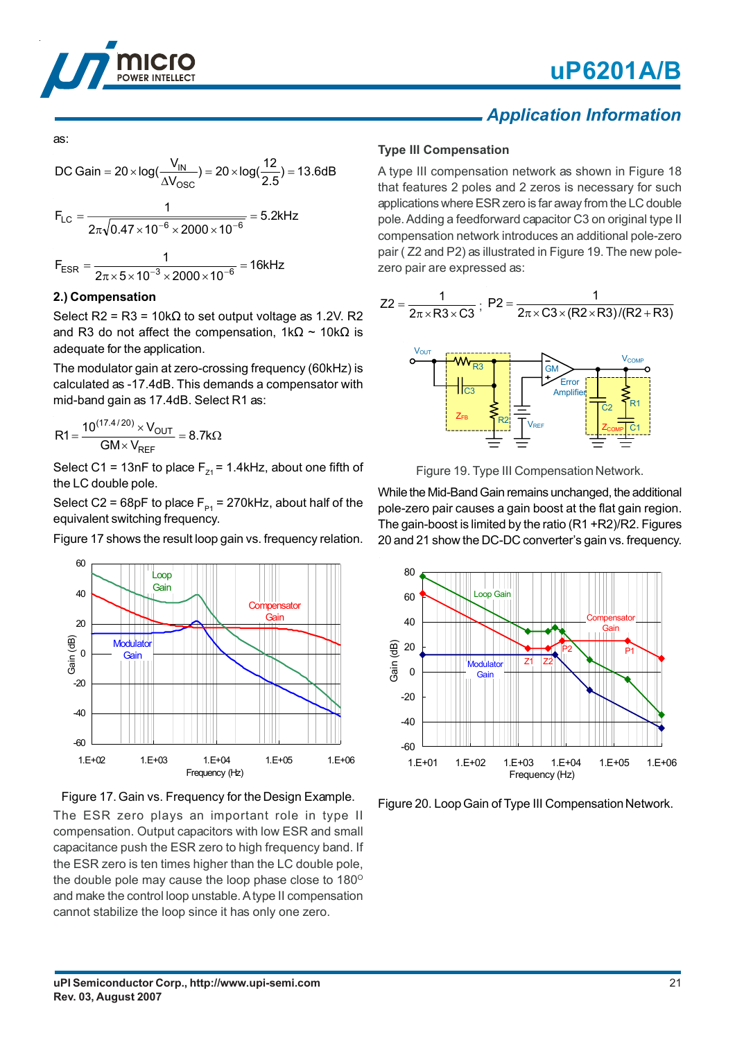## Application Information

as:

$$\text{DC Gain} = 20 \times \log\left(\frac{V_{IN}}{\Delta V_{OSC}}\right) = 20 \times \log\left(\frac{12}{2.5}\right) = 13.6\text{dB}$$

$$F_{LC} = \frac{1}{2\pi\sqrt{0.47 \times 10^{-6} \times 2000 \times 10^{-6}}} = 5.2\text{kHz}$$

$$F_{ESR} = \frac{1}{2\pi \times 5 \times 10^{-3} \times 2000 \times 10^{-6}} = 16\text{kHz}$$

**2.) Compensation**

Select R2 = R3 = 10kΩ to set output voltage as 1.2V. R2 and R3 do not affect the compensation, 1kΩ ~ 10kΩ is adequate for the application.

The modulator gain at zero-crossing frequency (60kHz) is calculated as -17.4dB. This demands a compensator with mid-band gain as 17.4dB. Select R1 as:

$$R1 = \frac{10^{(17.4/20)} \times V_{OUT}}{GM \times V_{REF}} = 8.7\text{k}\Omega$$

Select C1 = 13nF to place $F_{Z1}$ = 1.4kHz, about one fifth of the LC double pole.

Select C2 = 68pF to place $F_{P1}$ = 270kHz, about half of the equivalent switching frequency.

Figure 17 shows the result loop gain vs. frequency relation.

Figure 17. Gain vs. Frequency for the Design Example.

The ESR zero plays an important role in type II compensation. Output capacitors with low ESR and small capacitance push the ESR zero to high frequency band. If the ESR zero is ten times higher than the LC double pole, the double pole may cause the loop phase close to 180° and make the control loop unstable. A type II compensation cannot stabilize the loop since it has only one zero.

**Type III Compensation**

A type III compensation network as shown in Figure 18 that features 2 poles and 2 zeros is necessary for such applications where ESR zero is far away from the LC double pole. Adding a feedforward capacitor C3 on original type II compensation network introduces an additional pole-zero pair ( Z2 and P2) as illustrated in Figure 19. The new pole-zero pair are expressed as:

$$Z2 = \frac{1}{2\pi \times R3 \times C3}\ ;\ P2 = \frac{1}{2\pi \times C3 \times (R2 \times R3)/(R2 + R3)}$$

Figure 19. Type III Compensation Network.

While the Mid-Band Gain remains unchanged, the additional pole-zero pair causes a gain boost at the flat gain region. The gain-boost is limited by the ratio (R1 +R2)/R2. Figures 20 and 21 show the DC-DC converter's gain vs. frequency.

Figure 20. Loop Gain of Type III Compensation Network.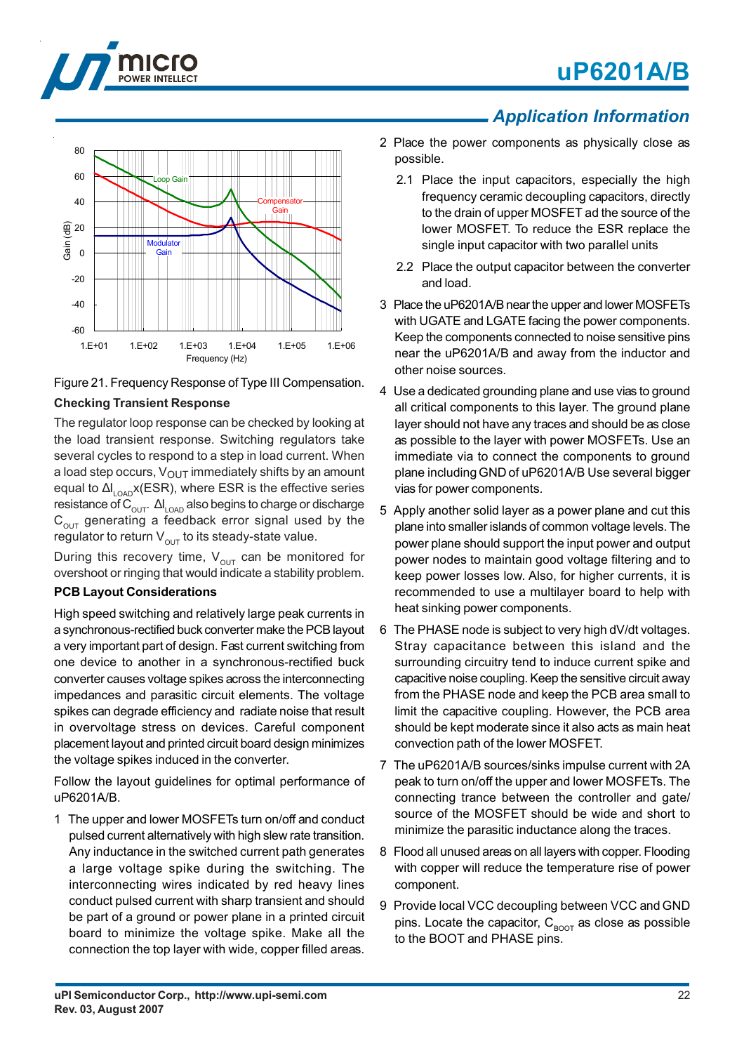## Application Information

Figure 21. Frequency Response of Type III Compensation.

### Checking Transient Response

The regulator loop response can be checked by looking at the load transient response. Switching regulators take several cycles to respond to a step in load current. When a load step occurs, $V_{OUT}$ immediately shifts by an amount equal to $\Delta I_{LOAD}$x(ESR), where ESR is the effective series resistance of $C_{OUT}$. $\Delta I_{LOAD}$ also begins to charge or discharge $C_{OUT}$ generating a feedback error signal used by the regulator to return $V_{OUT}$ to its steady-state value.

During this recovery time, $V_{OUT}$ can be monitored for overshoot or ringing that would indicate a stability problem.

### PCB Layout Considerations

High speed switching and relatively large peak currents in a synchronous-rectified buck converter make the PCB layout a very important part of design. Fast current switching from one device to another in a synchronous-rectified buck converter causes voltage spikes across the interconnecting impedances and parasitic circuit elements. The voltage spikes can degrade efficiency and radiate noise that result in overvoltage stress on devices. Careful component placement layout and printed circuit board design minimizes the voltage spikes induced in the converter.

Follow the layout guidelines for optimal performance of uP6201A/B.

1 The upper and lower MOSFETs turn on/off and conduct pulsed current alternatively with high slew rate transition. Any inductance in the switched current path generates a large voltage spike during the switching. The interconnecting wires indicated by red heavy lines conduct pulsed current with sharp transient and should be part of a ground or power plane in a printed circuit board to minimize the voltage spike. Make all the connection the top layer with wide, copper filled areas.

2 Place the power components as physically close as possible.

   2.1 Place the input capacitors, especially the high frequency ceramic decoupling capacitors, directly to the drain of upper MOSFET ad the source of the lower MOSFET. To reduce the ESR replace the single input capacitor with two parallel units

   2.2 Place the output capacitor between the converter and load.

3 Place the uP6201A/B near the upper and lower MOSFETs with UGATE and LGATE facing the power components. Keep the components connected to noise sensitive pins near the uP6201A/B and away from the inductor and other noise sources.

4 Use a dedicated grounding plane and use vias to ground all critical components to this layer. The ground plane layer should not have any traces and should be as close as possible to the layer with power MOSFETs. Use an immediate via to connect the components to ground plane including GND of uP6201A/B Use several bigger vias for power components.

5 Apply another solid layer as a power plane and cut this plane into smaller islands of common voltage levels. The power plane should support the input power and output power nodes to maintain good voltage filtering and to keep power losses low. Also, for higher currents, it is recommended to use a multilayer board to help with heat sinking power components.

6 The PHASE node is subject to very high dV/dt voltages. Stray capacitance between this island and the surrounding circuitry tend to induce current spike and capacitive noise coupling. Keep the sensitive circuit away from the PHASE node and keep the PCB area small to limit the capacitive coupling. However, the PCB area should be kept moderate since it also acts as main heat convection path of the lower MOSFET.

7 The uP6201A/B sources/sinks impulse current with 2A peak to turn on/off the upper and lower MOSFETs. The connecting trance between the controller and gate/source of the MOSFET should be wide and short to minimize the parasitic inductance along the traces.

8 Flood all unused areas on all layers with copper. Flooding with copper will reduce the temperature rise of power component.

9 Provide local VCC decoupling between VCC and GND pins. Locate the capacitor, $C_{BOOT}$ as close as possible to the BOOT and PHASE pins.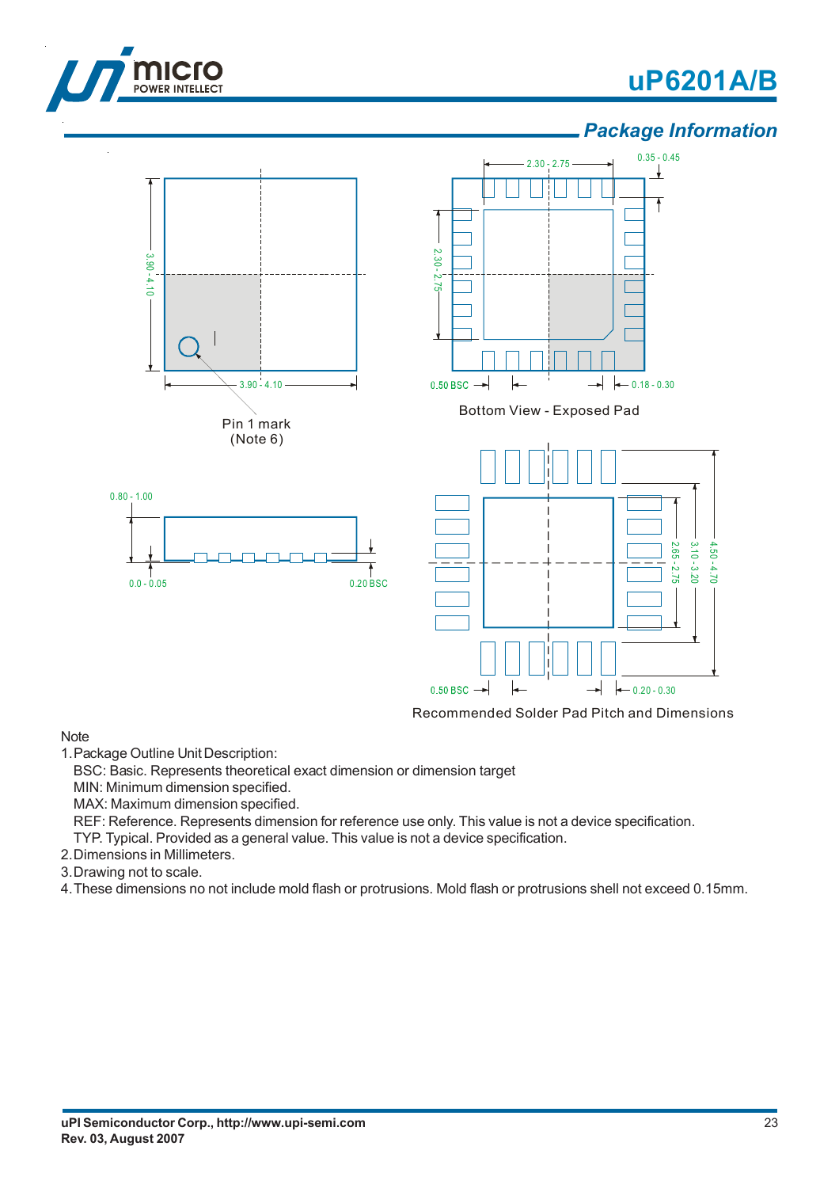## Package Information

3.90 - 4.10

3.90 - 4.10

Pin 1 mark
(Note 6)

2.30 - 2.75

0.35 - 0.45

2.30 - 2.75

0.50 BSC

0.18 - 0.30

Bottom View - Exposed Pad

0.80 - 1.00

0.0 - 0.05

0.20 BSC

2.65 - 2.75

3.10 - 3.20

4.50 - 4.70

0.50 BSC

0.20 - 0.30

Recommended Solder Pad Pitch and Dimensions

Note

1. Package Outline Unit Description:
   BSC: Basic. Represents theoretical exact dimension or dimension target
   MIN: Minimum dimension specified.
   MAX: Maximum dimension specified.
   REF: Reference. Represents dimension for reference use only. This value is not a device specification.
   TYP. Typical. Provided as a general value. This value is not a device specification.
2. Dimensions in Millimeters.
3. Drawing not to scale.
4. These dimensions no not include mold flash or protrusions. Mold flash or protrusions shell not exceed 0.15mm.

**uPI Semiconductor Corp., http://www.upi-semi.com**
**Rev. 03, August 2007**